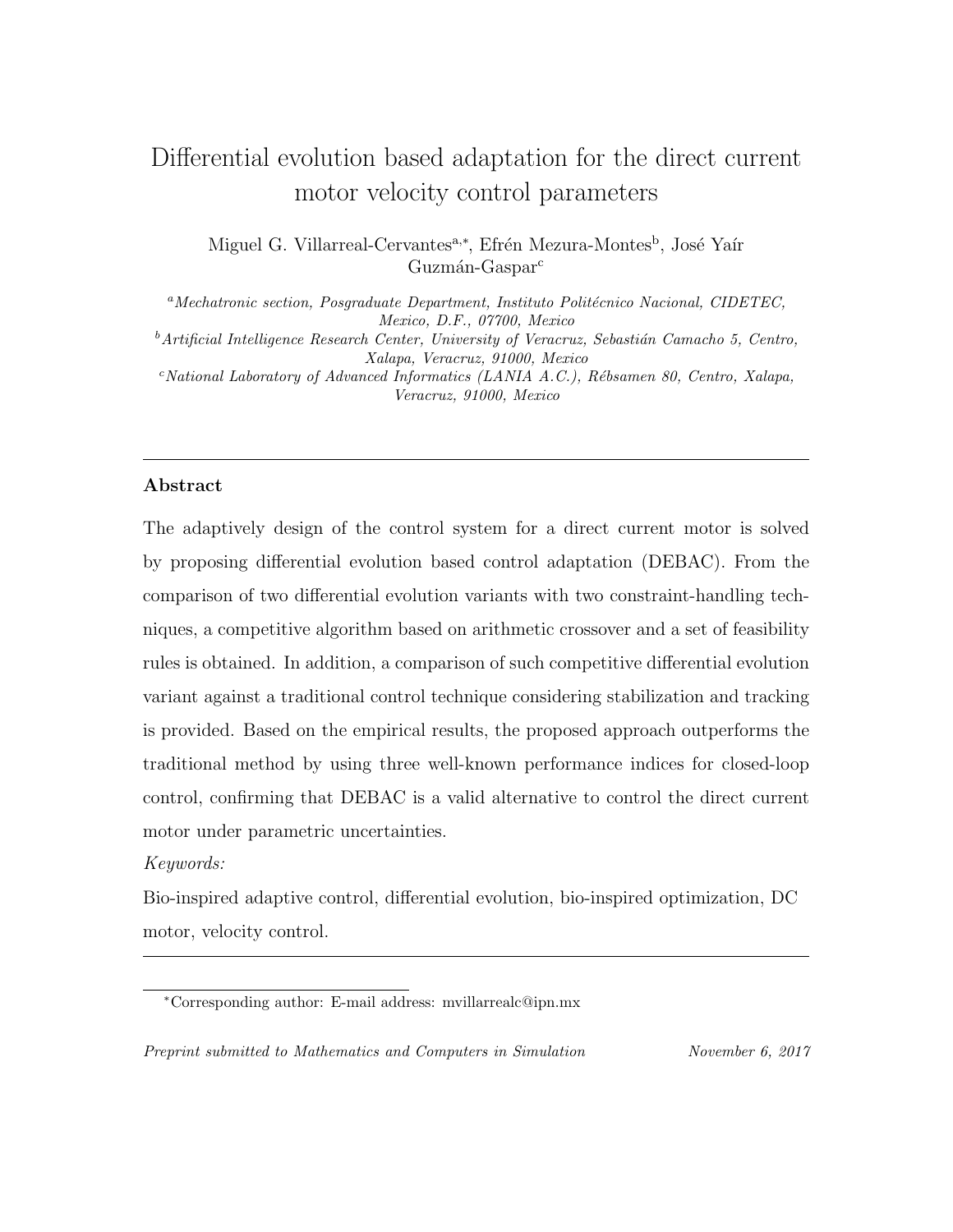# Differential evolution based adaptation for the direct current motor velocity control parameters

Miguel G. Villarreal-Cervantes[a,*], Efrén Mezura-Montes[b], José Yaír Guzmán-Gaspar[c]

[a] *Mechatronic section, Posgraduate Department, Instituto Politécnico Nacional, CIDETEC, Mexico, D.F., 07700, Mexico*

[b] *Artificial Intelligence Research Center, University of Veracruz, Sebastián Camacho 5, Centro, Xalapa, Veracruz, 91000, Mexico*

[c] *National Laboratory of Advanced Informatics (LANIA A.C.), Rébsamen 80, Centro, Xalapa, Veracruz, 91000, Mexico*

---

## Abstract

The adaptively design of the control system for a direct current motor is solved by proposing differential evolution based control adaptation (DEBAC). From the comparison of two differential evolution variants with two constraint-handling techniques, a competitive algorithm based on arithmetic crossover and a set of feasibility rules is obtained. In addition, a comparison of such competitive differential evolution variant against a traditional control technique considering stabilization and tracking is provided. Based on the empirical results, the proposed approach outperforms the traditional method by using three well-known performance indices for closed-loop control, confirming that DEBAC is a valid alternative to control the direct current motor under parametric uncertainties.

*Keywords:*

Bio-inspired adaptive control, differential evolution, bio-inspired optimization, DC motor, velocity control.

---

[*] Corresponding author: E-mail address: mvillarrealc@ipn.mx

*Preprint submitted to Mathematics and Computers in Simulation* *November 6, 2017*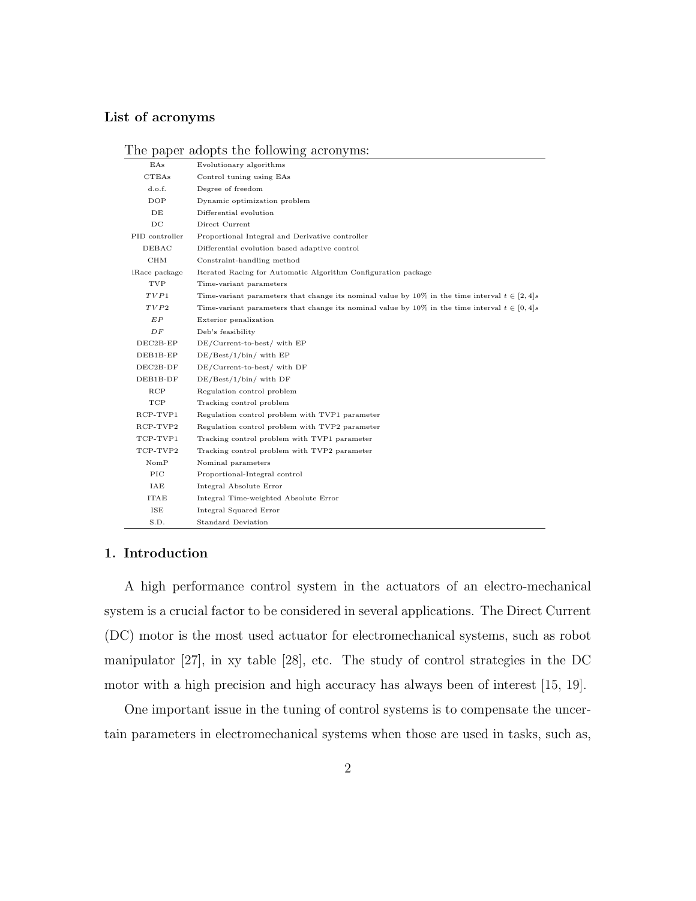### List of acronyms

The paper adopts the following acronyms:

| | |
|---|---|
| EAs | Evolutionary algorithms |
| CTEAs | Control tuning using EAs |
| d.o.f. | Degree of freedom |
| DOP | Dynamic optimization problem |
| DE | Differential evolution |
| DC | Direct Current |
| PID controller | Proportional Integral and Derivative controller |
| DEBAC | Differential evolution based adaptive control |
| CHM | Constraint-handling method |
| iRace package | Iterated Racing for Automatic Algorithm Configuration package |
| TVP | Time-variant parameters |
| $TVP1$ | Time-variant parameters that change its nominal value by 10% in the time interval $t \in [2, 4]s$ |
| $TVP2$ | Time-variant parameters that change its nominal value by 10% in the time interval $t \in [0, 4]s$ |
| $EP$ | Exterior penalization |
| $DF$ | Deb's feasibility |
| DEC2B-EP | DE/Current-to-best/ with EP |
| DEB1B-EP | DE/Best/1/bin/ with EP |
| DEC2B-DF | DE/Current-to-best/ with DF |
| DEB1B-DF | DE/Best/1/bin/ with DF |
| RCP | Regulation control problem |
| TCP | Tracking control problem |
| RCP-TVP1 | Regulation control problem with TVP1 parameter |
| RCP-TVP2 | Regulation control problem with TVP2 parameter |
| TCP-TVP1 | Tracking control problem with TVP1 parameter |
| TCP-TVP2 | Tracking control problem with TVP2 parameter |
| NomP | Nominal parameters |
| PIC | Proportional-Integral control |
| IAE | Integral Absolute Error |
| ITAE | Integral Time-weighted Absolute Error |
| ISE | Integral Squared Error |
| S.D. | Standard Deviation |

## 1. Introduction

A high performance control system in the actuators of an electro-mechanical system is a crucial factor to be considered in several applications. The Direct Current (DC) motor is the most used actuator for electromechanical systems, such as robot manipulator [27], in xy table [28], etc. The study of control strategies in the DC motor with a high precision and high accuracy has always been of interest [15, 19].

One important issue in the tuning of control systems is to compensate the uncertain parameters in electromechanical systems when those are used in tasks, such as,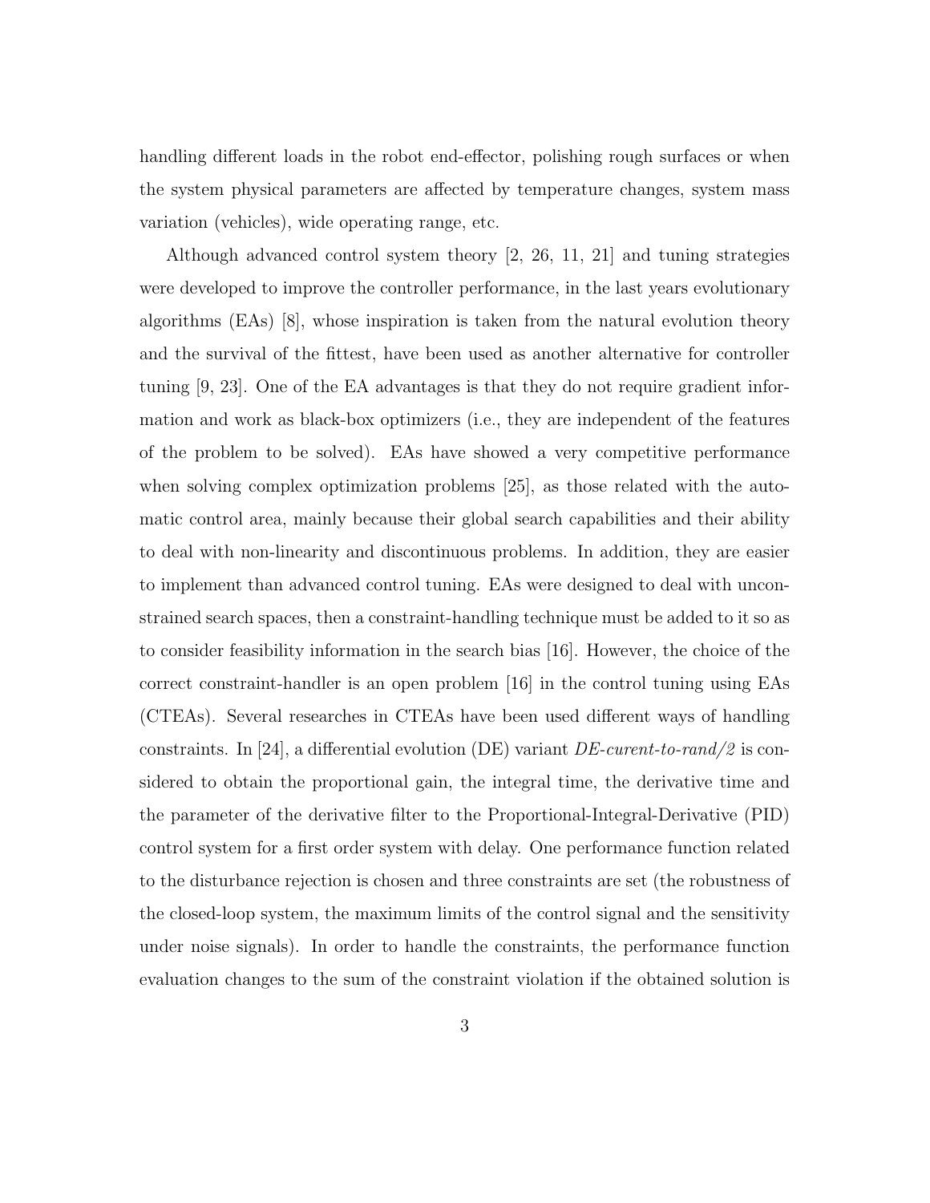handling different loads in the robot end-effector, polishing rough surfaces or when the system physical parameters are affected by temperature changes, system mass variation (vehicles), wide operating range, etc.

Although advanced control system theory [2, 26, 11, 21] and tuning strategies were developed to improve the controller performance, in the last years evolutionary algorithms (EAs) [8], whose inspiration is taken from the natural evolution theory and the survival of the fittest, have been used as another alternative for controller tuning [9, 23]. One of the EA advantages is that they do not require gradient information and work as black-box optimizers (i.e., they are independent of the features of the problem to be solved). EAs have showed a very competitive performance when solving complex optimization problems [25], as those related with the automatic control area, mainly because their global search capabilities and their ability to deal with non-linearity and discontinuous problems. In addition, they are easier to implement than advanced control tuning. EAs were designed to deal with unconstrained search spaces, then a constraint-handling technique must be added to it so as to consider feasibility information in the search bias [16]. However, the choice of the correct constraint-handler is an open problem [16] in the control tuning using EAs (CTEAs). Several researches in CTEAs have been used different ways of handling constraints. In [24], a differential evolution (DE) variant *DE-curent-to-rand/2* is considered to obtain the proportional gain, the integral time, the derivative time and the parameter of the derivative filter to the Proportional-Integral-Derivative (PID) control system for a first order system with delay. One performance function related to the disturbance rejection is chosen and three constraints are set (the robustness of the closed-loop system, the maximum limits of the control signal and the sensitivity under noise signals). In order to handle the constraints, the performance function evaluation changes to the sum of the constraint violation if the obtained solution is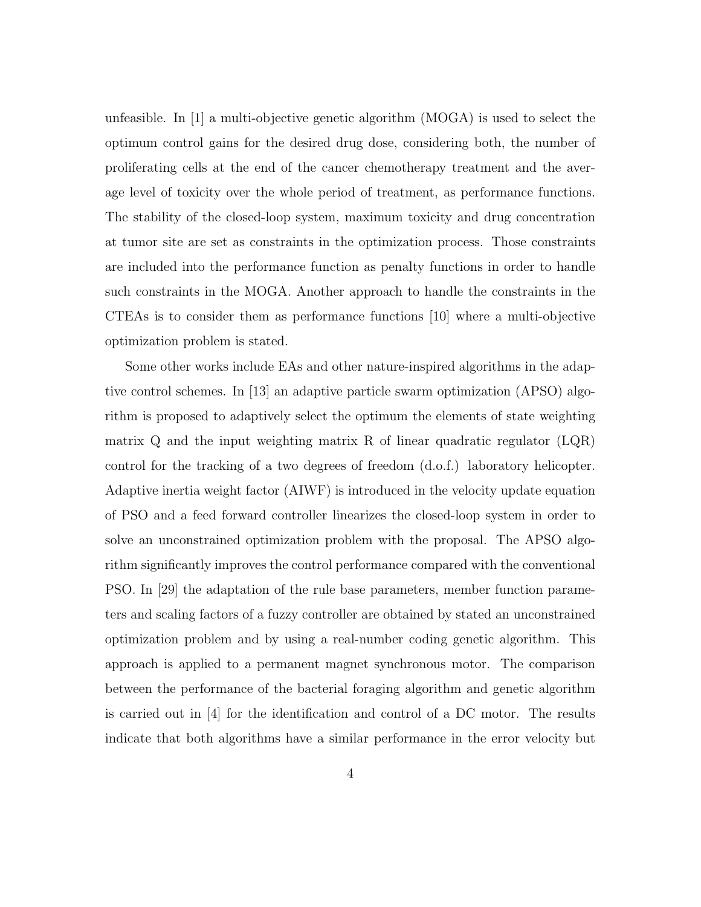unfeasible. In [1] a multi-objective genetic algorithm (MOGA) is used to select the optimum control gains for the desired drug dose, considering both, the number of proliferating cells at the end of the cancer chemotherapy treatment and the average level of toxicity over the whole period of treatment, as performance functions. The stability of the closed-loop system, maximum toxicity and drug concentration at tumor site are set as constraints in the optimization process. Those constraints are included into the performance function as penalty functions in order to handle such constraints in the MOGA. Another approach to handle the constraints in the CTEAs is to consider them as performance functions [10] where a multi-objective optimization problem is stated.

Some other works include EAs and other nature-inspired algorithms in the adaptive control schemes. In [13] an adaptive particle swarm optimization (APSO) algorithm is proposed to adaptively select the optimum the elements of state weighting matrix Q and the input weighting matrix R of linear quadratic regulator (LQR) control for the tracking of a two degrees of freedom (d.o.f.) laboratory helicopter. Adaptive inertia weight factor (AIWF) is introduced in the velocity update equation of PSO and a feed forward controller linearizes the closed-loop system in order to solve an unconstrained optimization problem with the proposal. The APSO algorithm significantly improves the control performance compared with the conventional PSO. In [29] the adaptation of the rule base parameters, member function parameters and scaling factors of a fuzzy controller are obtained by stated an unconstrained optimization problem and by using a real-number coding genetic algorithm. This approach is applied to a permanent magnet synchronous motor. The comparison between the performance of the bacterial foraging algorithm and genetic algorithm is carried out in [4] for the identification and control of a DC motor. The results indicate that both algorithms have a similar performance in the error velocity but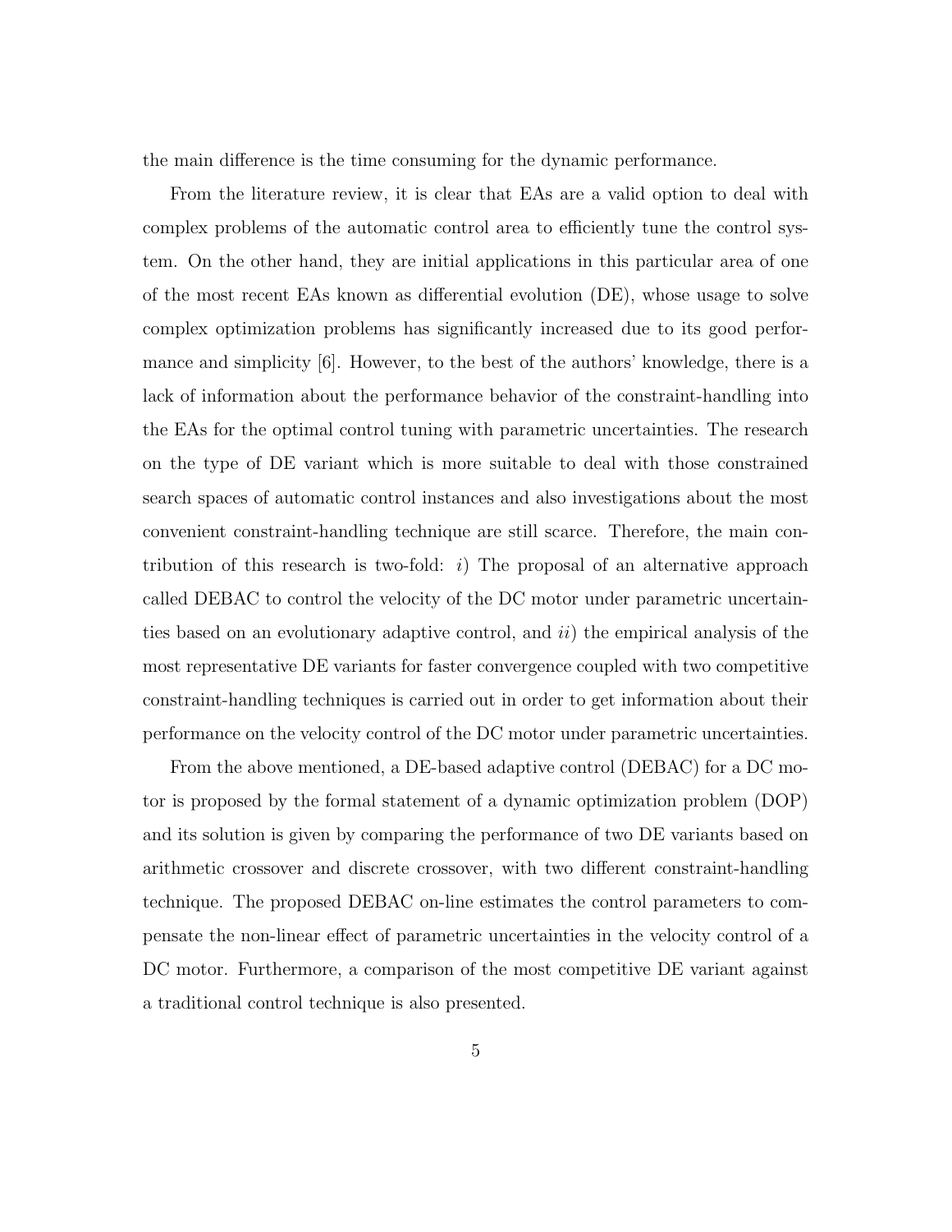the main difference is the time consuming for the dynamic performance.

From the literature review, it is clear that EAs are a valid option to deal with complex problems of the automatic control area to efficiently tune the control system. On the other hand, they are initial applications in this particular area of one of the most recent EAs known as differential evolution (DE), whose usage to solve complex optimization problems has significantly increased due to its good performance and simplicity [6]. However, to the best of the authors' knowledge, there is a lack of information about the performance behavior of the constraint-handling into the EAs for the optimal control tuning with parametric uncertainties. The research on the type of DE variant which is more suitable to deal with those constrained search spaces of automatic control instances and also investigations about the most convenient constraint-handling technique are still scarce. Therefore, the main contribution of this research is two-fold: *i*) The proposal of an alternative approach called DEBAC to control the velocity of the DC motor under parametric uncertainties based on an evolutionary adaptive control, and *ii*) the empirical analysis of the most representative DE variants for faster convergence coupled with two competitive constraint-handling techniques is carried out in order to get information about their performance on the velocity control of the DC motor under parametric uncertainties.

From the above mentioned, a DE-based adaptive control (DEBAC) for a DC motor is proposed by the formal statement of a dynamic optimization problem (DOP) and its solution is given by comparing the performance of two DE variants based on arithmetic crossover and discrete crossover, with two different constraint-handling technique. The proposed DEBAC on-line estimates the control parameters to compensate the non-linear effect of parametric uncertainties in the velocity control of a DC motor. Furthermore, a comparison of the most competitive DE variant against a traditional control technique is also presented.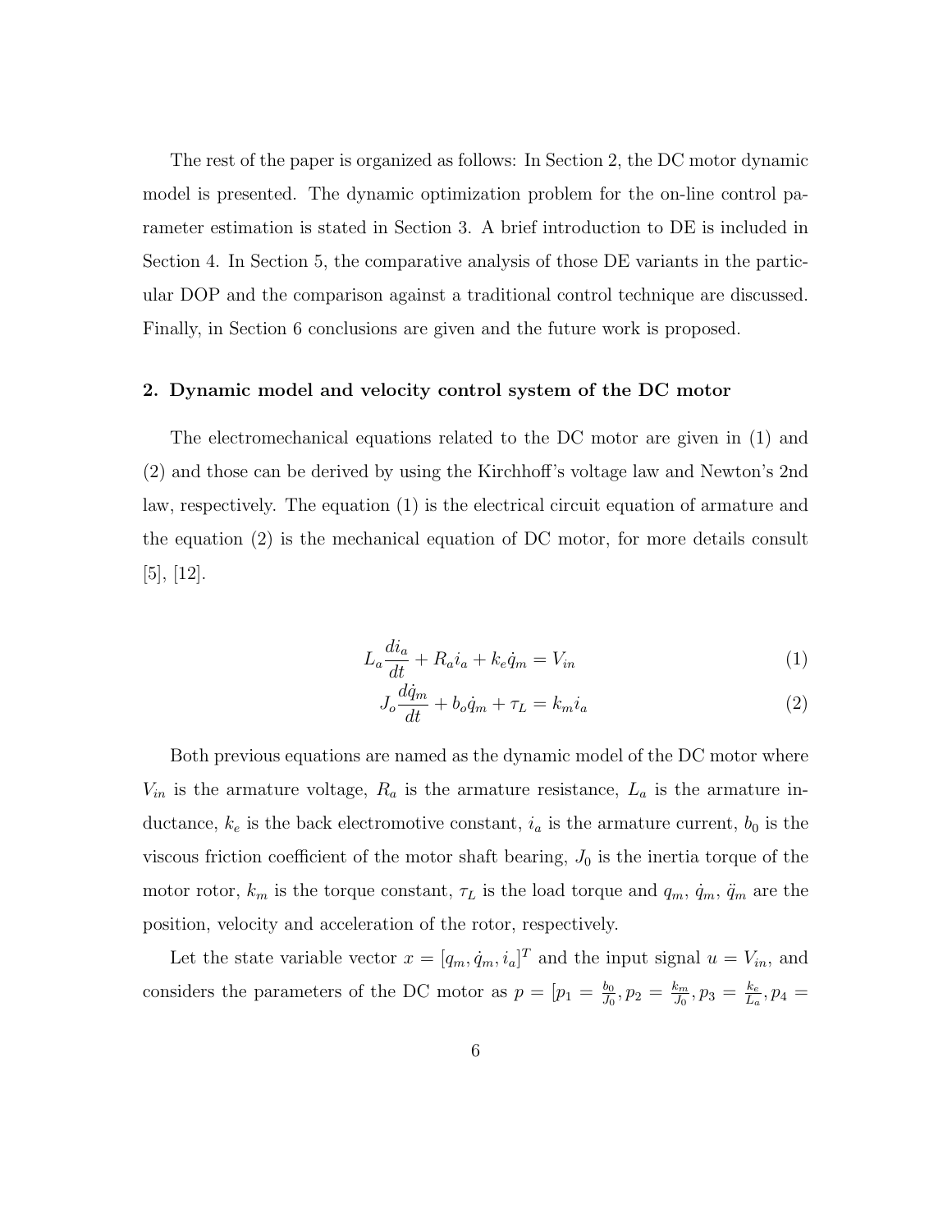The rest of the paper is organized as follows: In Section 2, the DC motor dynamic model is presented. The dynamic optimization problem for the on-line control parameter estimation is stated in Section 3. A brief introduction to DE is included in Section 4. In Section 5, the comparative analysis of those DE variants in the particular DOP and the comparison against a traditional control technique are discussed. Finally, in Section 6 conclusions are given and the future work is proposed.

## 2. Dynamic model and velocity control system of the DC motor

The electromechanical equations related to the DC motor are given in (1) and (2) and those can be derived by using the Kirchhoff's voltage law and Newton's 2nd law, respectively. The equation (1) is the electrical circuit equation of armature and the equation (2) is the mechanical equation of DC motor, for more details consult [5], [12].

$$L_a \frac{di_a}{dt} + R_a i_a + k_e \dot{q}_m = V_{in} \tag{1}$$

$$J_o \frac{d\dot{q}_m}{dt} + b_o \dot{q}_m + \tau_L = k_m i_a \tag{2}$$

Both previous equations are named as the dynamic model of the DC motor where $V_{in}$ is the armature voltage, $R_a$ is the armature resistance, $L_a$ is the armature inductance, $k_e$ is the back electromotive constant, $i_a$ is the armature current, $b_0$ is the viscous friction coefficient of the motor shaft bearing, $J_0$ is the inertia torque of the motor rotor, $k_m$ is the torque constant, $\tau_L$ is the load torque and $q_m$, $\dot{q}_m$, $\ddot{q}_m$ are the position, velocity and acceleration of the rotor, respectively.

Let the state variable vector $x = [q_m, \dot{q}_m, i_a]^T$ and the input signal $u = V_{in}$, and considers the parameters of the DC motor as $p = [p_1 = \frac{b_0}{J_0}, p_2 = \frac{k_m}{J_0}, p_3 = \frac{k_e}{L_a}, p_4 =$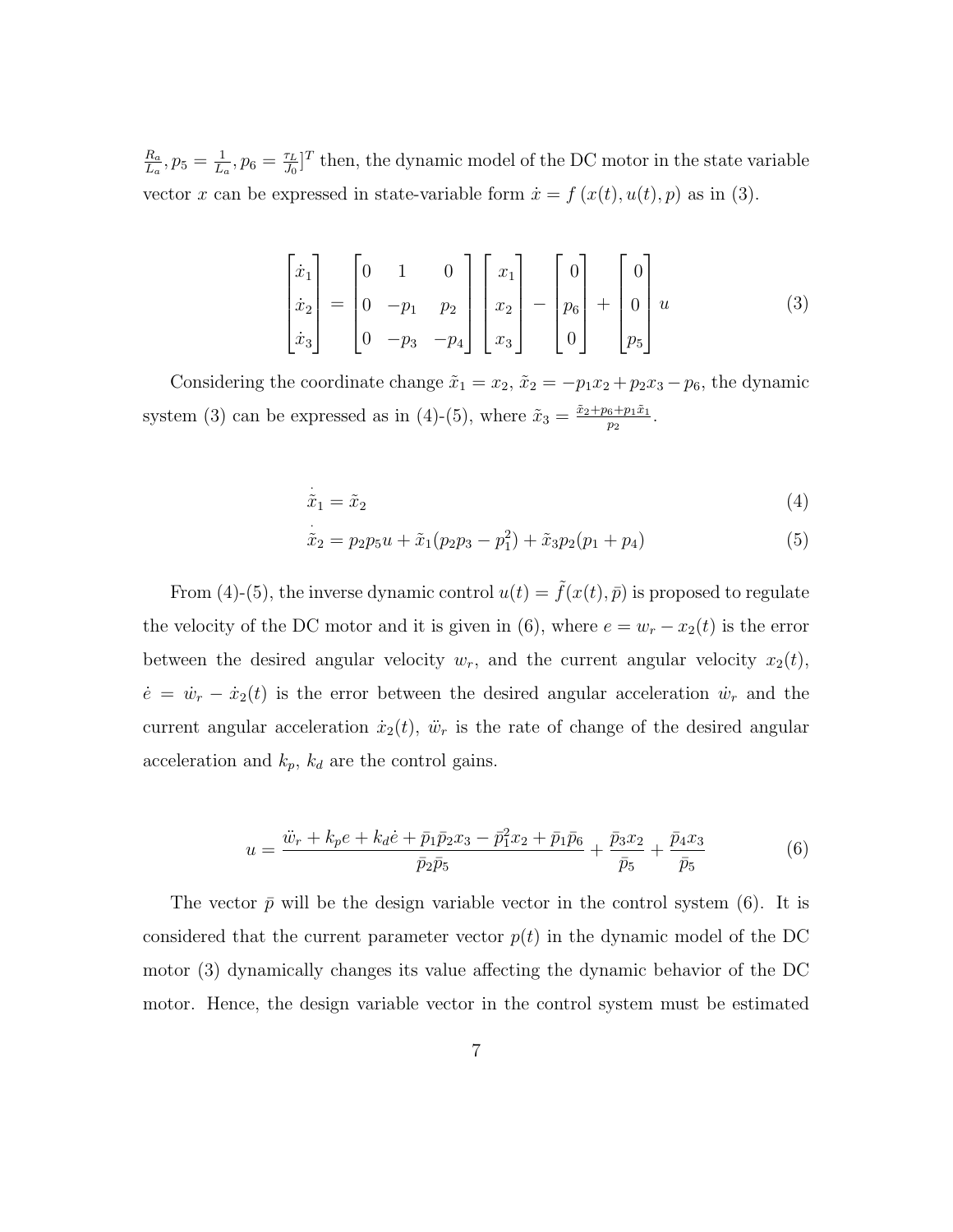$\frac{R_a}{L_a}, p_5 = \frac{1}{L_a}, p_6 = \frac{\tau_L}{J_0}]^T$ then, the dynamic model of the DC motor in the state variable vector $x$ can be expressed in state-variable form $\dot{x} = f(x(t), u(t), p)$ as in (3).

$$
\begin{bmatrix} \dot{x}_1 \\ \dot{x}_2 \\ \dot{x}_3 \end{bmatrix} = \begin{bmatrix} 0 & 1 & 0 \\ 0 & -p_1 & p_2 \\ 0 & -p_3 & -p_4 \end{bmatrix} \begin{bmatrix} x_1 \\ x_2 \\ x_3 \end{bmatrix} - \begin{bmatrix} 0 \\ p_6 \\ 0 \end{bmatrix} + \begin{bmatrix} 0 \\ 0 \\ p_5 \end{bmatrix} u \tag{3}
$$

Considering the coordinate change $\tilde{x}_1 = x_2$, $\tilde{x}_2 = -p_1 x_2 + p_2 x_3 - p_6$, the dynamic system (3) can be expressed as in (4)-(5), where $\tilde{x}_3 = \frac{\tilde{x}_2 + p_6 + p_1 \tilde{x}_1}{p_2}$.

$$
\dot{\tilde{x}}_1 = \tilde{x}_2 \tag{4}
$$

$$
\dot{\tilde{x}}_2 = p_2 p_5 u + \tilde{x}_1 (p_2 p_3 - p_1^2) + \tilde{x}_3 p_2 (p_1 + p_4) \tag{5}
$$

From (4)-(5), the inverse dynamic control $u(t) = \tilde{f}(x(t), \bar{p})$ is proposed to regulate the velocity of the DC motor and it is given in (6), where $e = w_r - x_2(t)$ is the error between the desired angular velocity $w_r$, and the current angular velocity $x_2(t)$, $\dot{e} = \dot{w}_r - \dot{x}_2(t)$ is the error between the desired angular acceleration $\dot{w}_r$ and the current angular acceleration $\dot{x}_2(t)$, $\ddot{w}_r$ is the rate of change of the desired angular acceleration and $k_p$, $k_d$ are the control gains.

$$
u = \frac{\ddot{w}_r + k_p e + k_d \dot{e} + \bar{p}_1 \bar{p}_2 x_3 - \bar{p}_1^2 x_2 + \bar{p}_1 \bar{p}_6}{\bar{p}_2 \bar{p}_5} + \frac{\bar{p}_3 x_2}{\bar{p}_5} + \frac{\bar{p}_4 x_3}{\bar{p}_5} \tag{6}
$$

The vector $\bar{p}$ will be the design variable vector in the control system (6). It is considered that the current parameter vector $p(t)$ in the dynamic model of the DC motor (3) dynamically changes its value affecting the dynamic behavior of the DC motor. Hence, the design variable vector in the control system must be estimated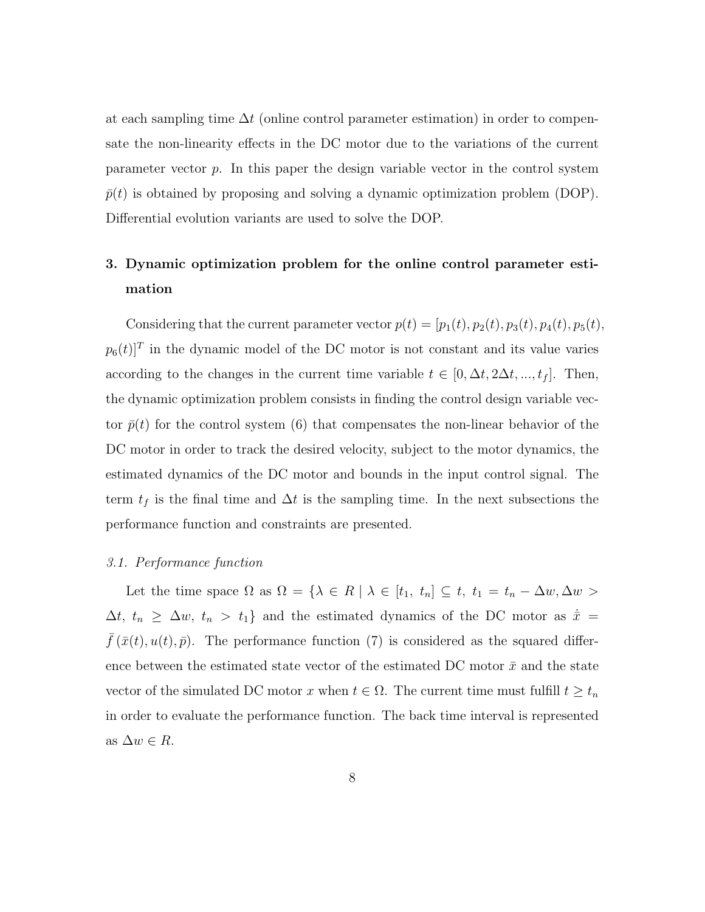at each sampling time $\Delta t$ (online control parameter estimation) in order to compensate the non-linearity effects in the DC motor due to the variations of the current parameter vector $p$. In this paper the design variable vector in the control system $\bar{p}(t)$ is obtained by proposing and solving a dynamic optimization problem (DOP). Differential evolution variants are used to solve the DOP.

## 3. Dynamic optimization problem for the online control parameter estimation

Considering that the current parameter vector $p(t) = [p_1(t), p_2(t), p_3(t), p_4(t), p_5(t), p_6(t)]^T$ in the dynamic model of the DC motor is not constant and its value varies according to the changes in the current time variable $t \in [0, \Delta t, 2\Delta t, ..., t_f]$. Then, the dynamic optimization problem consists in finding the control design variable vector $\bar{p}(t)$ for the control system (6) that compensates the non-linear behavior of the DC motor in order to track the desired velocity, subject to the motor dynamics, the estimated dynamics of the DC motor and bounds in the input control signal. The term $t_f$ is the final time and $\Delta t$ is the sampling time. In the next subsections the performance function and constraints are presented.

### *3.1. Performance function*

Let the time space $\Omega$ as $\Omega = \{\lambda \in R \mid \lambda \in [t_1,\ t_n] \subseteq t,\ t_1 = t_n - \Delta w, \Delta w > \Delta t,\ t_n \geq \Delta w,\ t_n > t_1\}$ and the estimated dynamics of the DC motor as $\dot{\bar{x}} = \bar{f}\left(\bar{x}(t), u(t), \bar{p}\right)$. The performance function (7) is considered as the squared difference between the estimated state vector of the estimated DC motor $\bar{x}$ and the state vector of the simulated DC motor $x$ when $t \in \Omega$. The current time must fulfill $t \geq t_n$ in order to evaluate the performance function. The back time interval is represented as $\Delta w \in R$.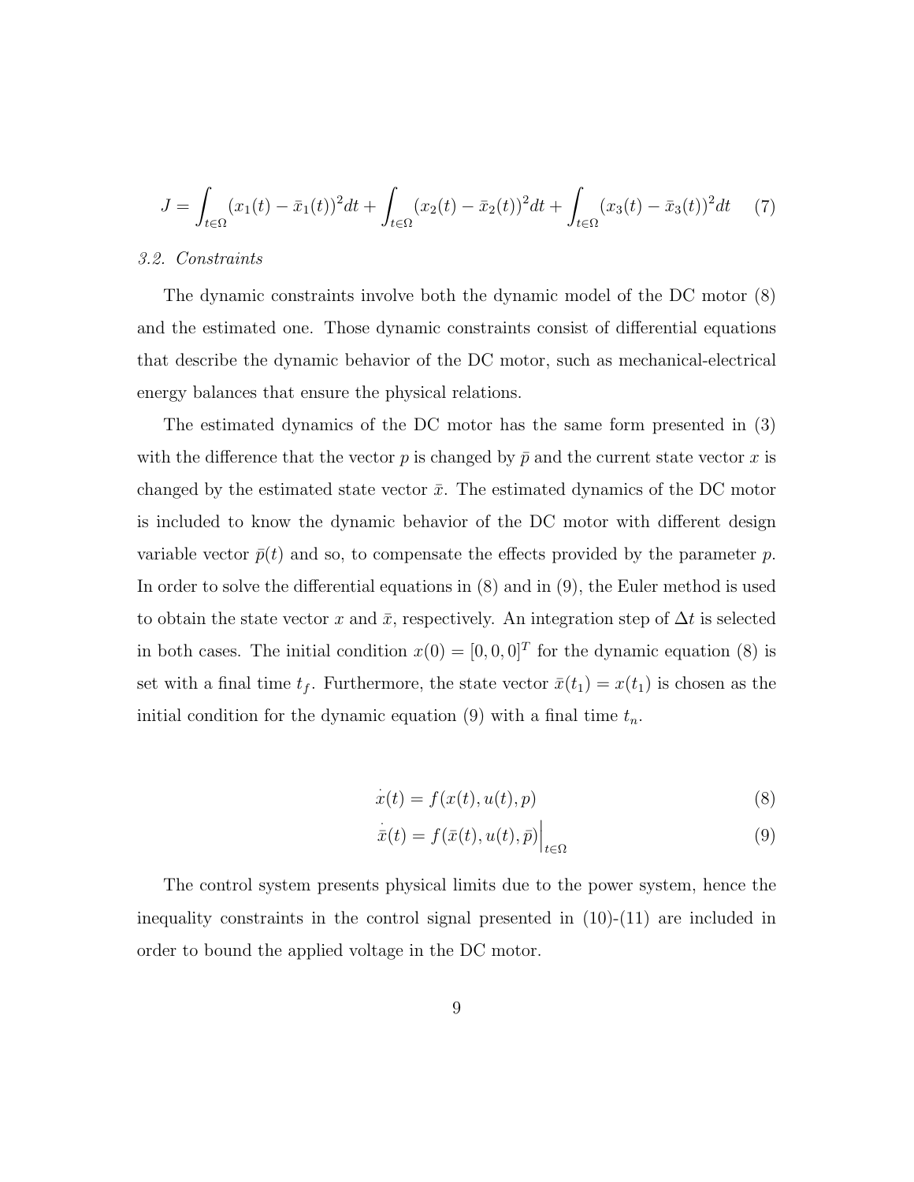$$J = \int_{t \in \Omega} (x_1(t) - \bar{x}_1(t))^2 dt + \int_{t \in \Omega} (x_2(t) - \bar{x}_2(t))^2 dt + \int_{t \in \Omega} (x_3(t) - \bar{x}_3(t))^2 dt \tag{7}$$

### *3.2. Constraints*

The dynamic constraints involve both the dynamic model of the DC motor (8) and the estimated one. Those dynamic constraints consist of differential equations that describe the dynamic behavior of the DC motor, such as mechanical-electrical energy balances that ensure the physical relations.

The estimated dynamics of the DC motor has the same form presented in (3) with the difference that the vector $p$ is changed by $\bar{p}$ and the current state vector $x$ is changed by the estimated state vector $\bar{x}$. The estimated dynamics of the DC motor is included to know the dynamic behavior of the DC motor with different design variable vector $\bar{p}(t)$ and so, to compensate the effects provided by the parameter $p$. In order to solve the differential equations in (8) and in (9), the Euler method is used to obtain the state vector $x$ and $\bar{x}$, respectively. An integration step of $\Delta t$ is selected in both cases. The initial condition $x(0) = [0, 0, 0]^T$ for the dynamic equation (8) is set with a final time $t_f$. Furthermore, the state vector $\bar{x}(t_1) = x(t_1)$ is chosen as the initial condition for the dynamic equation (9) with a final time $t_n$.

$$\dot{x}(t) = f(x(t), u(t), p) \tag{8}$$

$$\dot{\bar{x}}(t) = f(\bar{x}(t), u(t), \bar{p})\Big|_{t \in \Omega} \tag{9}$$

The control system presents physical limits due to the power system, hence the inequality constraints in the control signal presented in (10)-(11) are included in order to bound the applied voltage in the DC motor.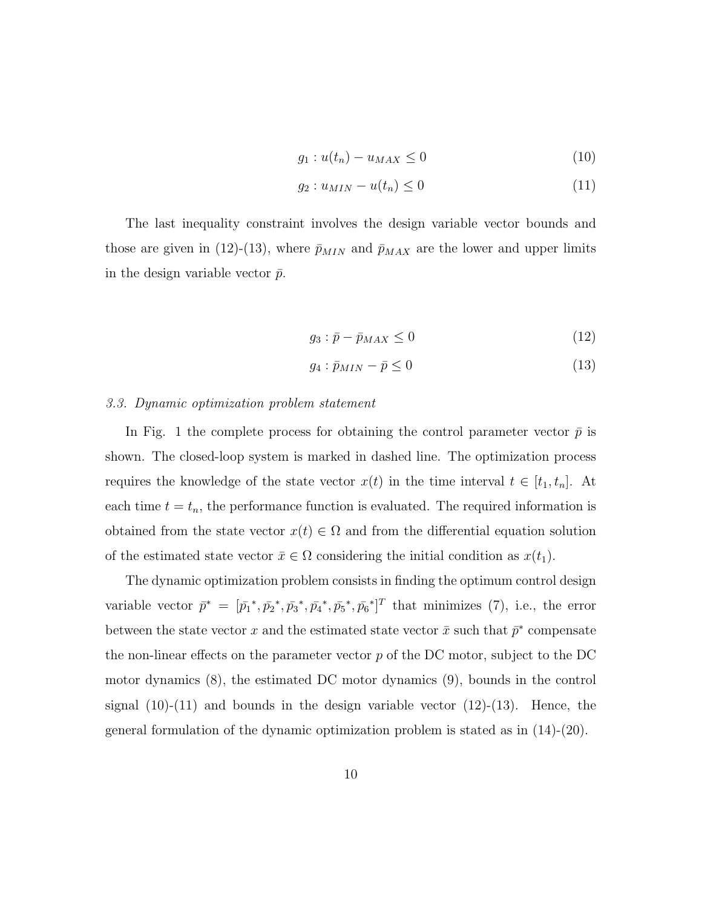$$g_1 : u(t_n) - u_{MAX} \leq 0 \tag{10}$$

$$g_2 : u_{MIN} - u(t_n) \leq 0 \tag{11}$$

The last inequality constraint involves the design variable vector bounds and those are given in (12)-(13), where $\bar{p}_{MIN}$ and $\bar{p}_{MAX}$ are the lower and upper limits in the design variable vector $\bar{p}$.

$$g_3 : \bar{p} - \bar{p}_{MAX} \leq 0 \tag{12}$$

$$g_4 : \bar{p}_{MIN} - \bar{p} \leq 0 \tag{13}$$

### *3.3. Dynamic optimization problem statement*

In Fig. 1 the complete process for obtaining the control parameter vector $\bar{p}$ is shown. The closed-loop system is marked in dashed line. The optimization process requires the knowledge of the state vector $x(t)$ in the time interval $t \in [t_1, t_n]$. At each time $t = t_n$, the performance function is evaluated. The required information is obtained from the state vector $x(t) \in \Omega$ and from the differential equation solution of the estimated state vector $\bar{x} \in \Omega$ considering the initial condition as $x(t_1)$.

The dynamic optimization problem consists in finding the optimum control design variable vector $\bar{p}^* = [\bar{p_1}^*, \bar{p_2}^*, \bar{p_3}^*, \bar{p_4}^*, \bar{p_5}^*, \bar{p_6}^*]^T$ that minimizes (7), i.e., the error between the state vector $x$ and the estimated state vector $\bar{x}$ such that $\bar{p}^*$ compensate the non-linear effects on the parameter vector $p$ of the DC motor, subject to the DC motor dynamics (8), the estimated DC motor dynamics (9), bounds in the control signal (10)-(11) and bounds in the design variable vector (12)-(13). Hence, the general formulation of the dynamic optimization problem is stated as in (14)-(20).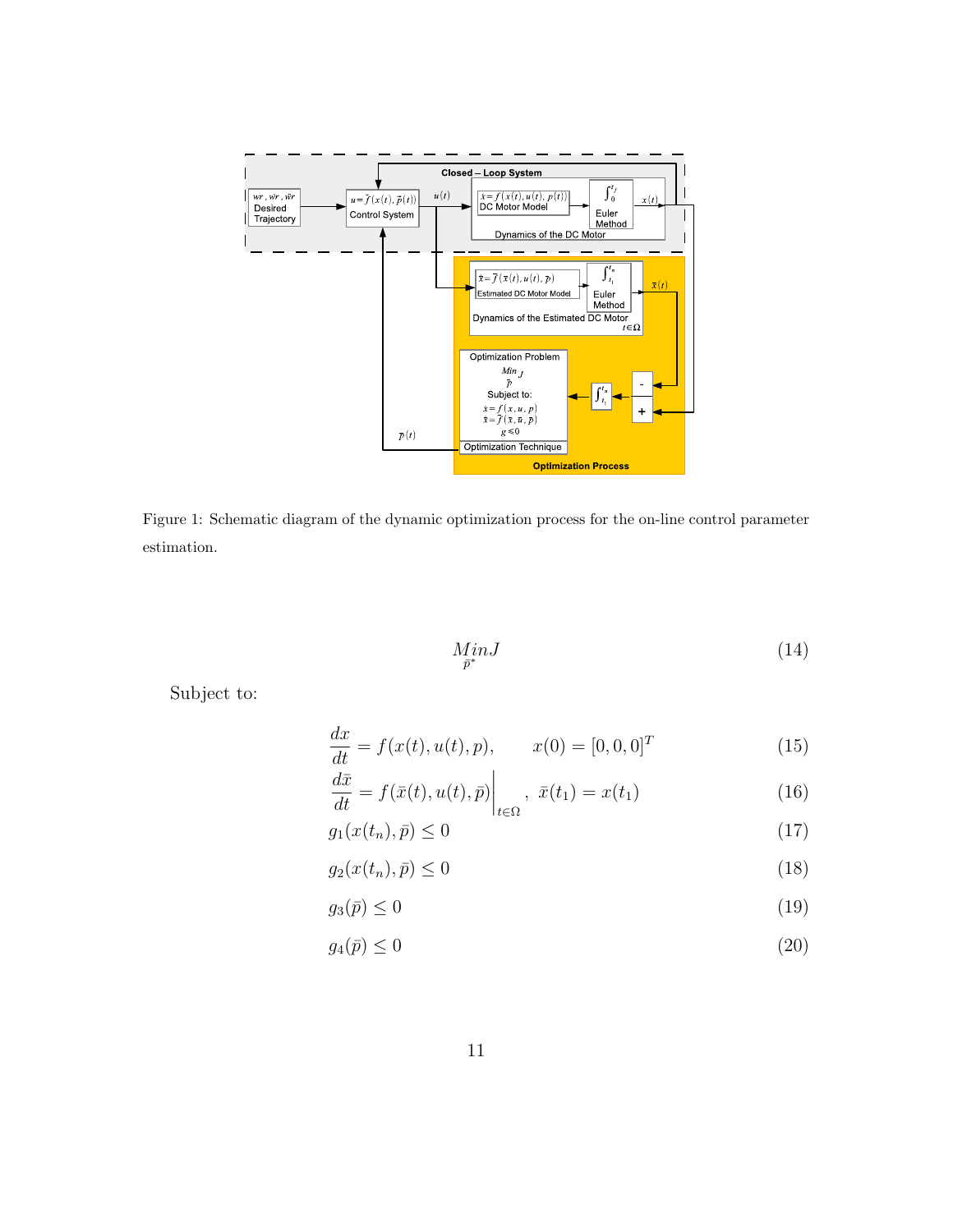Figure 1: Schematic diagram of the dynamic optimization process for the on-line control parameter estimation.

$$\underset{\bar{p}^*}{Min} J \tag{14}$$

Subject to:

$$\frac{dx}{dt} = f(x(t), u(t), p), \qquad x(0) = [0, 0, 0]^T \tag{15}$$

$$\frac{d\bar{x}}{dt} = f(\bar{x}(t), u(t), \bar{p})\bigg|_{t \in \Omega}, \ \ \bar{x}(t_1) = x(t_1) \tag{16}$$

$$g_1(x(t_n), \bar{p}) \leq 0 \tag{17}$$

$$g_2(x(t_n), \bar{p}) \leq 0 \tag{18}$$

$$g_3(\bar{p}) \leq 0 \tag{19}$$

$$g_4(\bar{p}) \leq 0 \tag{20}$$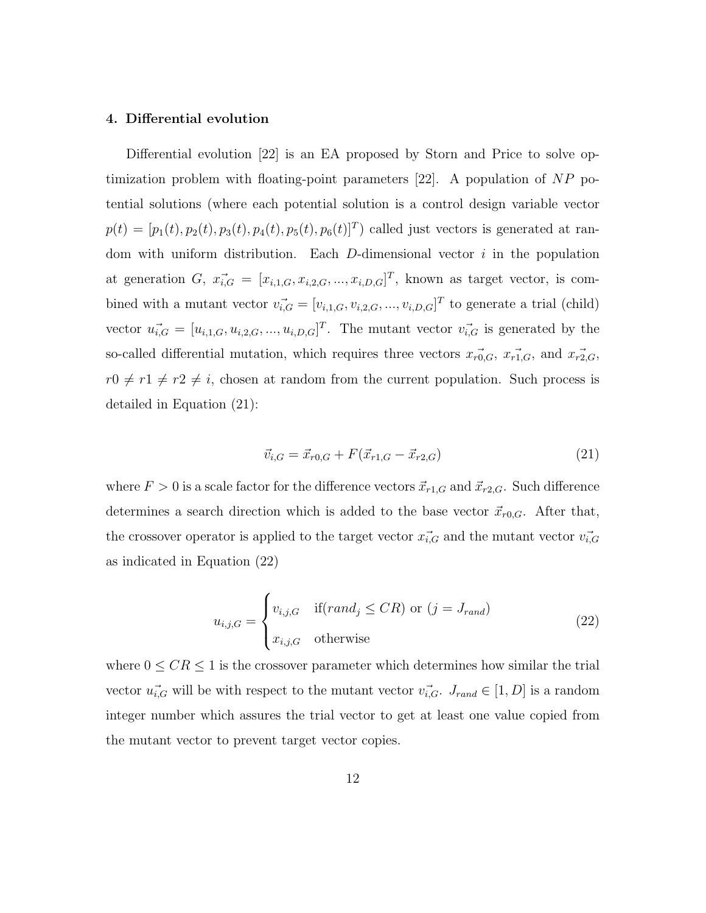### 4. Differential evolution

Differential evolution [22] is an EA proposed by Storn and Price to solve optimization problem with floating-point parameters [22]. A population of $NP$ potential solutions (where each potential solution is a control design variable vector $p(t) = [p_1(t), p_2(t), p_3(t), p_4(t), p_5(t), p_6(t)]^T$) called just vectors is generated at random with uniform distribution. Each $D$-dimensional vector $i$ in the population at generation $G$, $\vec{x_{i,G}} = [x_{i,1,G}, x_{i,2,G}, ..., x_{i,D,G}]^T$, known as target vector, is combined with a mutant vector $\vec{v_{i,G}} = [v_{i,1,G}, v_{i,2,G}, ..., v_{i,D,G}]^T$ to generate a trial (child) vector $\vec{u_{i,G}} = [u_{i,1,G}, u_{i,2,G}, ..., u_{i,D,G}]^T$. The mutant vector $\vec{v_{i,G}}$ is generated by the so-called differential mutation, which requires three vectors $\vec{x_{r0,G}}$, $\vec{x_{r1,G}}$, and $\vec{x_{r2,G}}$, $r0 \neq r1 \neq r2 \neq i$, chosen at random from the current population. Such process is detailed in Equation (21):

$$\vec{v}_{i,G} = \vec{x}_{r0,G} + F(\vec{x}_{r1,G} - \vec{x}_{r2,G}) \tag{21}$$

where $F > 0$ is a scale factor for the difference vectors $\vec{x}_{r1,G}$ and $\vec{x}_{r2,G}$. Such difference determines a search direction which is added to the base vector $\vec{x}_{r0,G}$. After that, the crossover operator is applied to the target vector $\vec{x_{i,G}}$ and the mutant vector $\vec{v_{i,G}}$ as indicated in Equation (22)

$$u_{i,j,G} = \begin{cases} v_{i,j,G} & \text{if}(rand_j \leq CR) \text{ or } (j = J_{rand}) \\ x_{i,j,G} & \text{otherwise} \end{cases} \tag{22}$$

where $0 \leq CR \leq 1$ is the crossover parameter which determines how similar the trial vector $\vec{u_{i,G}}$ will be with respect to the mutant vector $\vec{v_{i,G}}$. $J_{rand} \in [1, D]$ is a random integer number which assures the trial vector to get at least one value copied from the mutant vector to prevent target vector copies.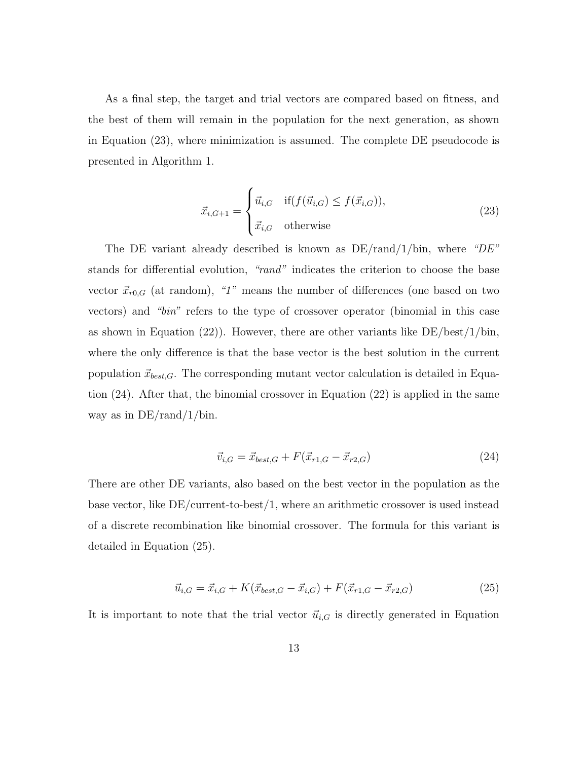As a final step, the target and trial vectors are compared based on fitness, and the best of them will remain in the population for the next generation, as shown in Equation (23), where minimization is assumed. The complete DE pseudocode is presented in Algorithm 1.

$$\vec{x}_{i,G+1} = \begin{cases} \vec{u}_{i,G} & \text{if}(f(\vec{u}_{i,G}) \leq f(\vec{x}_{i,G})), \\ \vec{x}_{i,G} & \text{otherwise} \end{cases} \tag{23}$$

The DE variant already described is known as DE/rand/1/bin, where *"DE"* stands for differential evolution, *"rand"* indicates the criterion to choose the base vector $\vec{x}_{r0,G}$ (at random), *"1"* means the number of differences (one based on two vectors) and *"bin"* refers to the type of crossover operator (binomial in this case as shown in Equation (22)). However, there are other variants like DE/best/1/bin, where the only difference is that the base vector is the best solution in the current population $\vec{x}_{best,G}$. The corresponding mutant vector calculation is detailed in Equation (24). After that, the binomial crossover in Equation (22) is applied in the same way as in DE/rand/1/bin.

$$\vec{v}_{i,G} = \vec{x}_{best,G} + F(\vec{x}_{r1,G} - \vec{x}_{r2,G}) \tag{24}$$

There are other DE variants, also based on the best vector in the population as the base vector, like DE/current-to-best/1, where an arithmetic crossover is used instead of a discrete recombination like binomial crossover. The formula for this variant is detailed in Equation (25).

$$\vec{u}_{i,G} = \vec{x}_{i,G} + K(\vec{x}_{best,G} - \vec{x}_{i,G}) + F(\vec{x}_{r1,G} - \vec{x}_{r2,G}) \tag{25}$$

It is important to note that the trial vector $\vec{u}_{i,G}$ is directly generated in Equation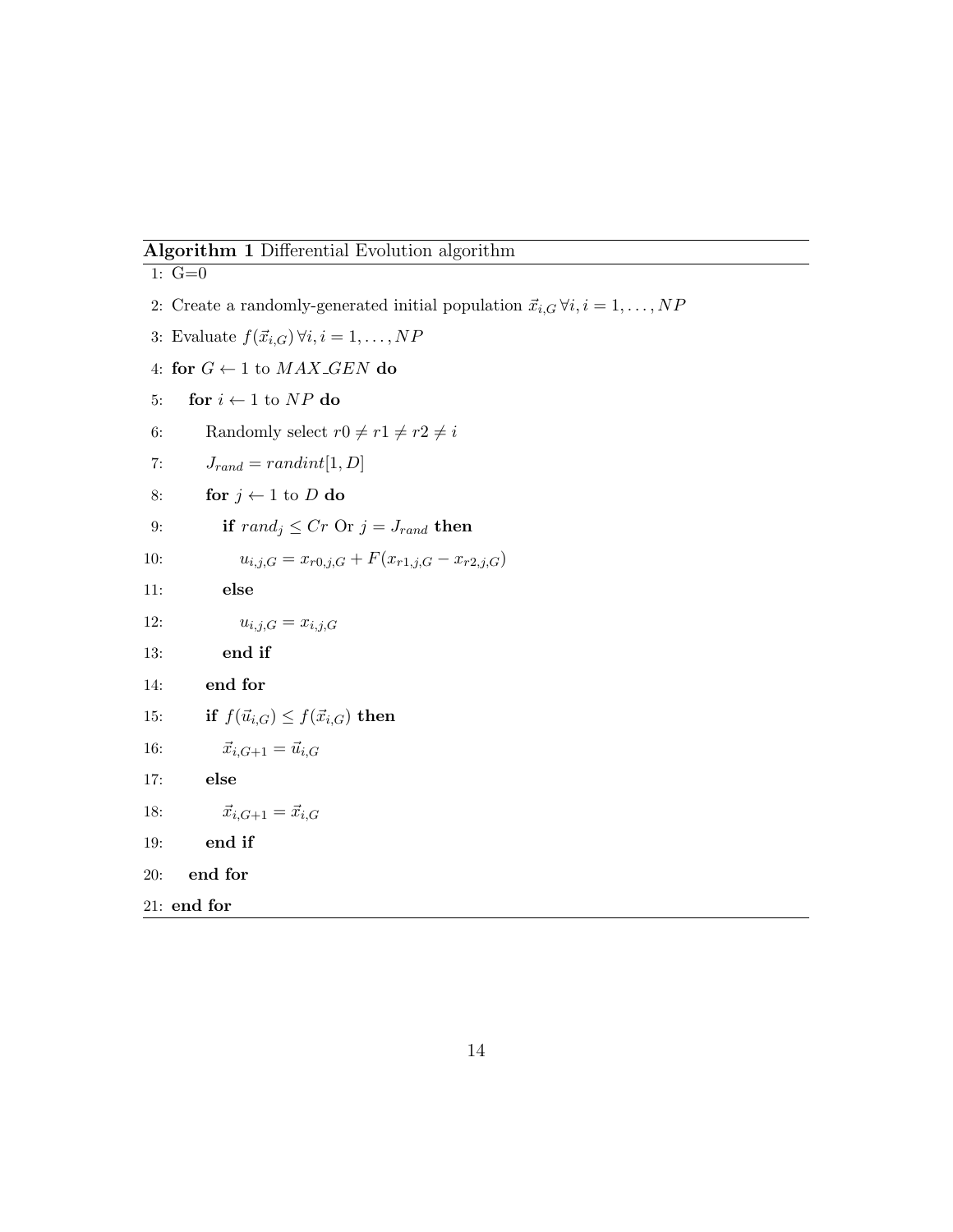**Algorithm 1** Differential Evolution algorithm

```
1: G=0
2: Create a randomly-generated initial population x_{i,G} ∀i, i = 1, ..., NP
3: Evaluate f(x_{i,G}) ∀i, i = 1, ..., NP
4: for G ← 1 to MAX_GEN do
5:    for i ← 1 to NP do
6:       Randomly select r0 ≠ r1 ≠ r2 ≠ i
7:       J_rand = randint[1, D]
8:       for j ← 1 to D do
9:          if rand_j ≤ Cr Or j = J_rand then
10:            u_{i,j,G} = x_{r0,j,G} + F(x_{r1,j,G} − x_{r2,j,G})
11:         else
12:            u_{i,j,G} = x_{i,j,G}
13:         end if
14:      end for
15:      if f(u_{i,G}) ≤ f(x_{i,G}) then
16:         x_{i,G+1} = u_{i,G}
17:      else
18:         x_{i,G+1} = x_{i,G}
19:      end if
20:   end for
21: end for
```

1: G=0

2: Create a randomly-generated initial population $\vec{x}_{i,G} \, \forall i, i = 1, \ldots, NP$

3: Evaluate $f(\vec{x}_{i,G}) \, \forall i, i = 1, \ldots, NP$

4: **for** $G \leftarrow 1$ to $MAX\_GEN$ **do**

5: &nbsp;&nbsp;&nbsp;**for** $i \leftarrow 1$ to $NP$ **do**

6: &nbsp;&nbsp;&nbsp;&nbsp;&nbsp;&nbsp;Randomly select $r0 \neq r1 \neq r2 \neq i$

7: &nbsp;&nbsp;&nbsp;&nbsp;&nbsp;&nbsp;$J_{rand} = randint[1, D]$

8: &nbsp;&nbsp;&nbsp;&nbsp;&nbsp;&nbsp;**for** $j \leftarrow 1$ to $D$ **do**

9: &nbsp;&nbsp;&nbsp;&nbsp;&nbsp;&nbsp;&nbsp;&nbsp;&nbsp;**if** $rand_j \leq Cr$ Or $j = J_{rand}$ **then**

10: &nbsp;&nbsp;&nbsp;&nbsp;&nbsp;&nbsp;&nbsp;&nbsp;&nbsp;&nbsp;&nbsp;&nbsp;$u_{i,j,G} = x_{r0,j,G} + F(x_{r1,j,G} - x_{r2,j,G})$

11: &nbsp;&nbsp;&nbsp;&nbsp;&nbsp;&nbsp;&nbsp;&nbsp;&nbsp;**else**

12: &nbsp;&nbsp;&nbsp;&nbsp;&nbsp;&nbsp;&nbsp;&nbsp;&nbsp;&nbsp;&nbsp;&nbsp;$u_{i,j,G} = x_{i,j,G}$

13: &nbsp;&nbsp;&nbsp;&nbsp;&nbsp;&nbsp;&nbsp;&nbsp;&nbsp;**end if**

14: &nbsp;&nbsp;&nbsp;&nbsp;&nbsp;&nbsp;**end for**

15: &nbsp;&nbsp;&nbsp;&nbsp;&nbsp;&nbsp;**if** $f(\vec{u}_{i,G}) \leq f(\vec{x}_{i,G})$ **then**

16: &nbsp;&nbsp;&nbsp;&nbsp;&nbsp;&nbsp;&nbsp;&nbsp;&nbsp;$\vec{x}_{i,G+1} = \vec{u}_{i,G}$

17: &nbsp;&nbsp;&nbsp;&nbsp;&nbsp;&nbsp;**else**

18: &nbsp;&nbsp;&nbsp;&nbsp;&nbsp;&nbsp;&nbsp;&nbsp;&nbsp;$\vec{x}_{i,G+1} = \vec{x}_{i,G}$

19: &nbsp;&nbsp;&nbsp;&nbsp;&nbsp;&nbsp;**end if**

20: &nbsp;&nbsp;&nbsp;**end for**

21: **end for**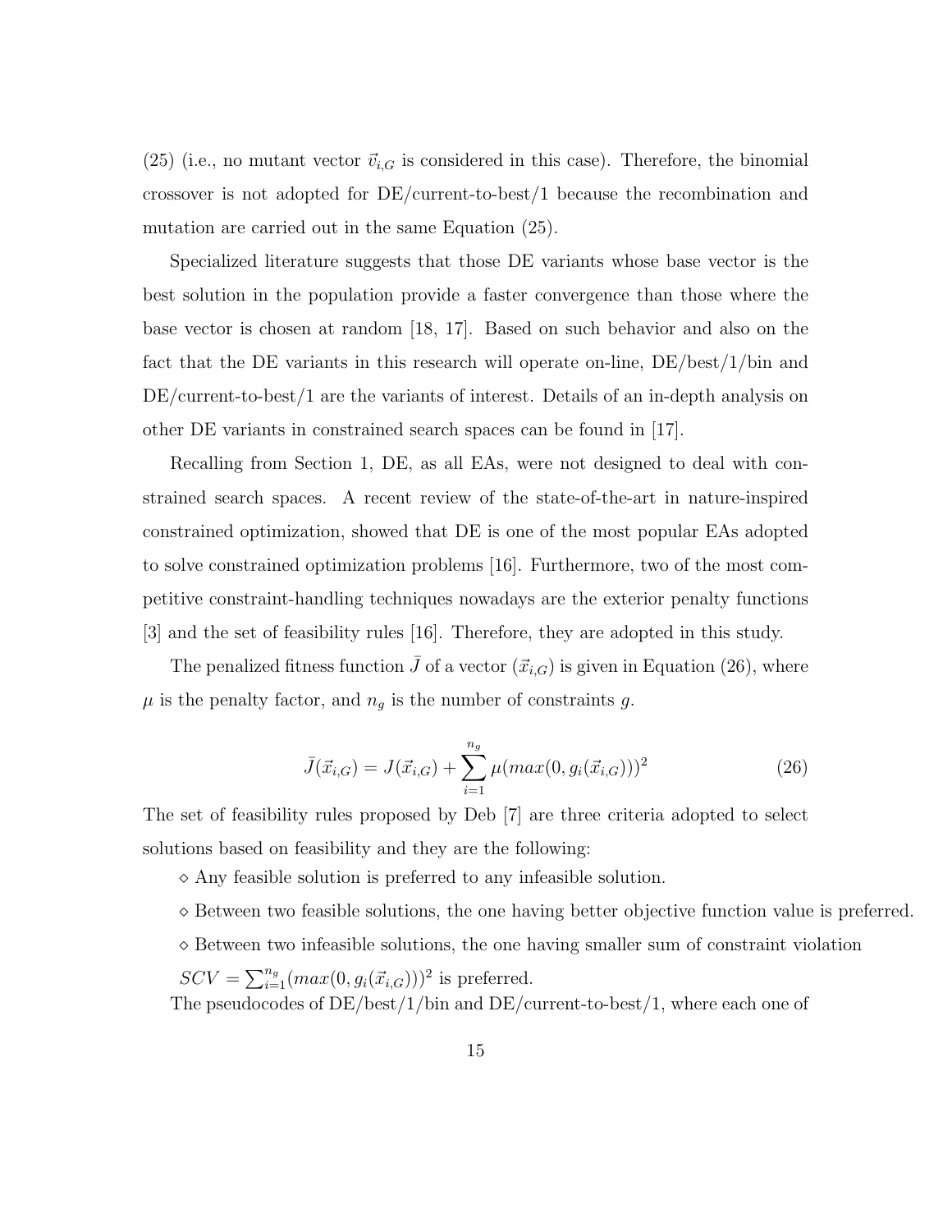(25) (i.e., no mutant vector $\vec{v}_{i,G}$ is considered in this case). Therefore, the binomial crossover is not adopted for DE/current-to-best/1 because the recombination and mutation are carried out in the same Equation (25).

Specialized literature suggests that those DE variants whose base vector is the best solution in the population provide a faster convergence than those where the base vector is chosen at random [18, 17]. Based on such behavior and also on the fact that the DE variants in this research will operate on-line, DE/best/1/bin and DE/current-to-best/1 are the variants of interest. Details of an in-depth analysis on other DE variants in constrained search spaces can be found in [17].

Recalling from Section 1, DE, as all EAs, were not designed to deal with constrained search spaces. A recent review of the state-of-the-art in nature-inspired constrained optimization, showed that DE is one of the most popular EAs adopted to solve constrained optimization problems [16]. Furthermore, two of the most competitive constraint-handling techniques nowadays are the exterior penalty functions [3] and the set of feasibility rules [16]. Therefore, they are adopted in this study.

The penalized fitness function $\bar{J}$ of a vector ($\vec{x}_{i,G}$) is given in Equation (26), where $\mu$ is the penalty factor, and $n_g$ is the number of constraints $g$.

$$\bar{J}(\vec{x}_{i,G}) = J(\vec{x}_{i,G}) + \sum_{i=1}^{n_g} \mu(max(0, g_i(\vec{x}_{i,G})))^2 \tag{26}$$

The set of feasibility rules proposed by Deb [7] are three criteria adopted to select solutions based on feasibility and they are the following:

- ⋄ Any feasible solution is preferred to any infeasible solution.
- ⋄ Between two feasible solutions, the one having better objective function value is preferred.
- ⋄ Between two infeasible solutions, the one having smaller sum of constraint violation $SCV = \sum_{i=1}^{n_g}(max(0, g_i(\vec{x}_{i,G})))^2$ is preferred.

The pseudocodes of DE/best/1/bin and DE/current-to-best/1, where each one of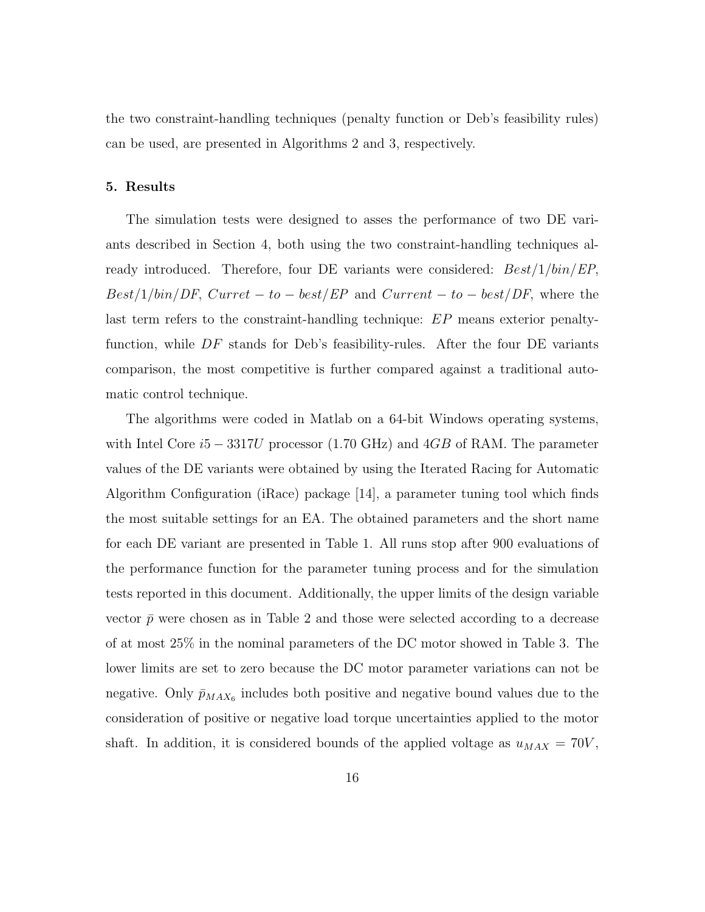the two constraint-handling techniques (penalty function or Deb's feasibility rules) can be used, are presented in Algorithms 2 and 3, respectively.

## 5. Results

The simulation tests were designed to asses the performance of two DE variants described in Section 4, both using the two constraint-handling techniques already introduced. Therefore, four DE variants were considered: $Best/1/bin/EP$, $Best/1/bin/DF$, $Curret-to-best/EP$ and $Current-to-best/DF$, where the last term refers to the constraint-handling technique: $EP$ means exterior penalty-function, while $DF$ stands for Deb's feasibility-rules. After the four DE variants comparison, the most competitive is further compared against a traditional automatic control technique.

The algorithms were coded in Matlab on a 64-bit Windows operating systems, with Intel Core $i5-3317U$ processor (1.70 GHz) and $4GB$ of RAM. The parameter values of the DE variants were obtained by using the Iterated Racing for Automatic Algorithm Configuration (iRace) package [14], a parameter tuning tool which finds the most suitable settings for an EA. The obtained parameters and the short name for each DE variant are presented in Table 1. All runs stop after 900 evaluations of the performance function for the parameter tuning process and for the simulation tests reported in this document. Additionally, the upper limits of the design variable vector $\bar{p}$ were chosen as in Table 2 and those were selected according to a decrease of at most 25% in the nominal parameters of the DC motor showed in Table 3. The lower limits are set to zero because the DC motor parameter variations can not be negative. Only $\bar{p}_{MAX_6}$ includes both positive and negative bound values due to the consideration of positive or negative load torque uncertainties applied to the motor shaft. In addition, it is considered bounds of the applied voltage as $u_{MAX} = 70V$,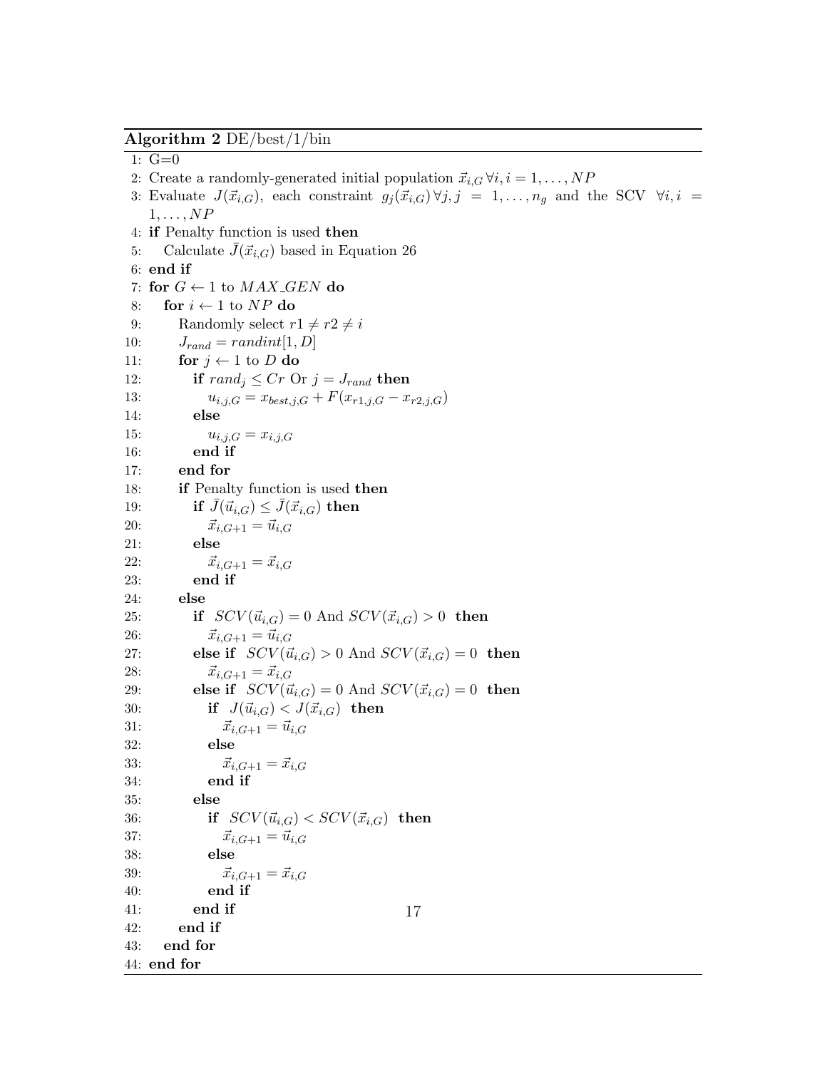**Algorithm 2** DE/best/1/bin

```
1: G=0
2: Create a randomly-generated initial population x_{i,G} ∀i, i = 1, ..., NP
3: Evaluate J(x_{i,G}), each constraint g_j(x_{i,G}) ∀j, j = 1, ..., n_g and the SCV ∀i, i = 1, ..., NP
4: if Penalty function is used then
5:    Calculate J̄(x_{i,G}) based in Equation 26
6: end if
7: for G ← 1 to MAX_GEN do
8:    for i ← 1 to NP do
9:       Randomly select r1 ≠ r2 ≠ i
10:      J_rand = randint[1, D]
11:      for j ← 1 to D do
12:         if rand_j ≤ Cr Or j = J_rand then
13:            u_{i,j,G} = x_{best,j,G} + F(x_{r1,j,G} − x_{r2,j,G})
14:         else
15:            u_{i,j,G} = x_{i,j,G}
16:         end if
17:      end for
18:      if Penalty function is used then
19:         if J̄(u_{i,G}) ≤ J̄(x_{i,G}) then
20:            x_{i,G+1} = u_{i,G}
21:         else
22:            x_{i,G+1} = x_{i,G}
23:         end if
24:      else
25:         if SCV(u_{i,G}) = 0 And SCV(x_{i,G}) > 0 then
26:            x_{i,G+1} = u_{i,G}
27:         else if SCV(u_{i,G}) > 0 And SCV(x_{i,G}) = 0 then
28:            x_{i,G+1} = x_{i,G}
29:         else if SCV(u_{i,G}) = 0 And SCV(x_{i,G}) = 0 then
30:            if J(u_{i,G}) < J(x_{i,G}) then
31:               x_{i,G+1} = u_{i,G}
32:            else
33:               x_{i,G+1} = x_{i,G}
34:            end if
35:         else
36:            if SCV(u_{i,G}) < SCV(x_{i,G}) then
37:               x_{i,G+1} = u_{i,G}
38:            else
39:               x_{i,G+1} = x_{i,G}
40:            end if
41:         end if
42:      end if
43:   end for
44: end for
```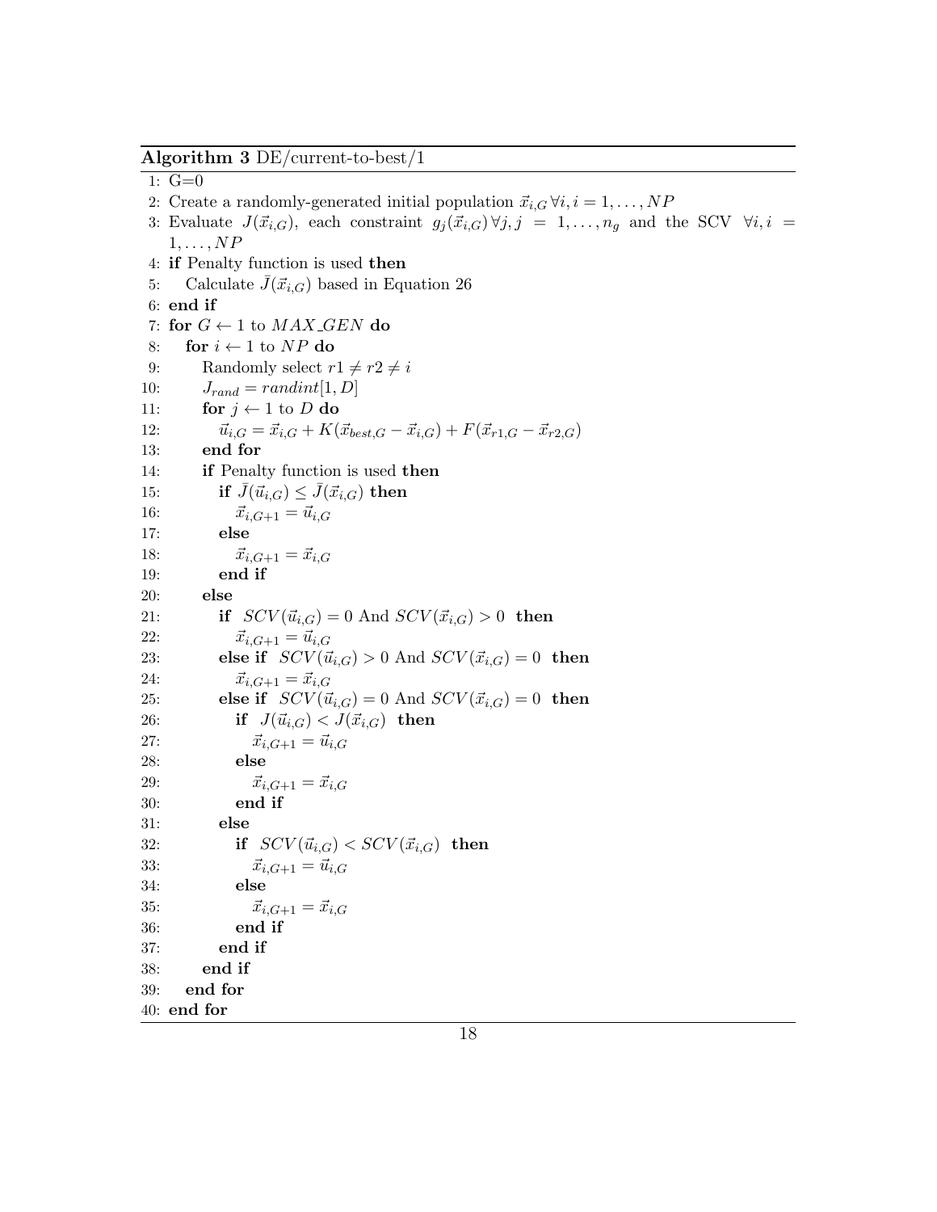**Algorithm 3** DE/current-to-best/1

```
1: G=0
2: Create a randomly-generated initial population x_{i,G} ∀i, i = 1,...,NP
3: Evaluate J(x_{i,G}), each constraint g_j(x_{i,G}) ∀j, j = 1,...,n_g and the SCV ∀i, i = 1,...,NP
4: if Penalty function is used then
5:    Calculate J̄(x_{i,G}) based in Equation 26
6: end if
7: for G ← 1 to MAX_GEN do
8:    for i ← 1 to NP do
9:       Randomly select r1 ≠ r2 ≠ i
10:      J_rand = randint[1, D]
11:      for j ← 1 to D do
12:         u_{i,G} = x_{i,G} + K(x_{best,G} − x_{i,G}) + F(x_{r1,G} − x_{r2,G})
13:      end for
14:      if Penalty function is used then
15:         if J̄(u_{i,G}) ≤ J̄(x_{i,G}) then
16:            x_{i,G+1} = u_{i,G}
17:         else
18:            x_{i,G+1} = x_{i,G}
19:         end if
20:      else
21:         if SCV(u_{i,G}) = 0 And SCV(x_{i,G}) > 0 then
22:            x_{i,G+1} = u_{i,G}
23:         else if SCV(u_{i,G}) > 0 And SCV(x_{i,G}) = 0 then
24:            x_{i,G+1} = x_{i,G}
25:         else if SCV(u_{i,G}) = 0 And SCV(x_{i,G}) = 0 then
26:            if J(u_{i,G}) < J(x_{i,G}) then
27:               x_{i,G+1} = u_{i,G}
28:            else
29:               x_{i,G+1} = x_{i,G}
30:            end if
31:         else
32:            if SCV(u_{i,G}) < SCV(x_{i,G}) then
33:               x_{i,G+1} = u_{i,G}
34:            else
35:               x_{i,G+1} = x_{i,G}
36:            end if
37:         end if
38:      end if
39:   end for
40: end for
```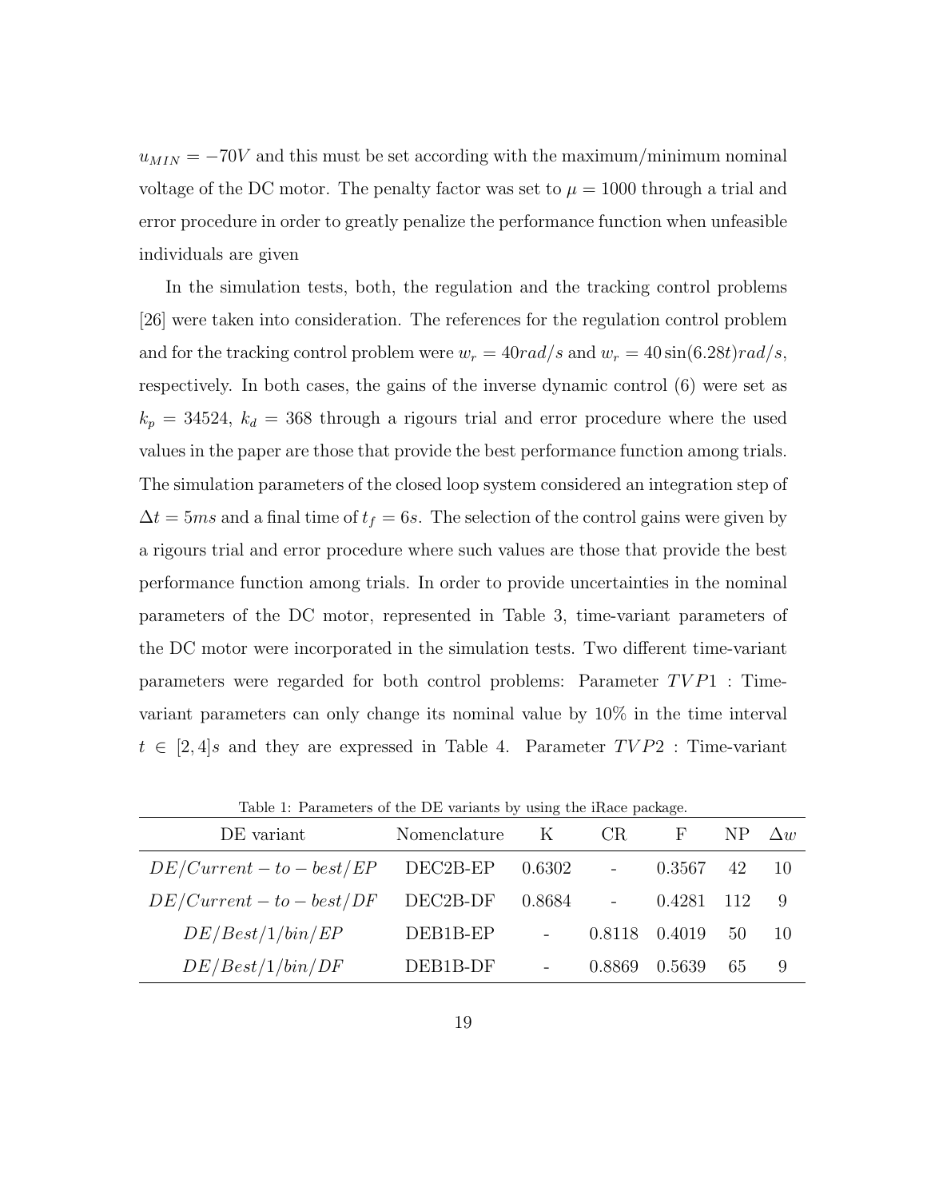$u_{MIN} = -70V$ and this must be set according with the maximum/minimum nominal voltage of the DC motor. The penalty factor was set to $\mu = 1000$ through a trial and error procedure in order to greatly penalize the performance function when unfeasible individuals are given

In the simulation tests, both, the regulation and the tracking control problems [26] were taken into consideration. The references for the regulation control problem and for the tracking control problem were $w_r = 40 rad/s$ and $w_r = 40\sin(6.28t) rad/s$, respectively. In both cases, the gains of the inverse dynamic control (6) were set as $k_p = 34524$, $k_d = 368$ through a rigours trial and error procedure where the used values in the paper are those that provide the best performance function among trials. The simulation parameters of the closed loop system considered an integration step of $\Delta t = 5ms$ and a final time of $t_f = 6s$. The selection of the control gains were given by a rigours trial and error procedure where such values are those that provide the best performance function among trials. In order to provide uncertainties in the nominal parameters of the DC motor, represented in Table 3, time-variant parameters of the DC motor were incorporated in the simulation tests. Two different time-variant parameters were regarded for both control problems: Parameter $TVP1$ : Time-variant parameters can only change its nominal value by 10% in the time interval $t \in [2, 4]s$ and they are expressed in Table 4. Parameter $TVP2$ : Time-variant

Table 1: Parameters of the DE variants by using the iRace package.

| DE variant | Nomenclature | K | CR | F | NP | $\Delta w$ |
|---|---|---|---|---|---|---|
| $DE/Current-to-best/EP$ | DEC2B-EP | 0.6302 | - | 0.3567 | 42 | 10 |
| $DE/Current-to-best/DF$ | DEC2B-DF | 0.8684 | - | 0.4281 | 112 | 9 |
| $DE/Best/1/bin/EP$ | DEB1B-EP | - | 0.8118 | 0.4019 | 50 | 10 |
| $DE/Best/1/bin/DF$ | DEB1B-DF | - | 0.8869 | 0.5639 | 65 | 9 |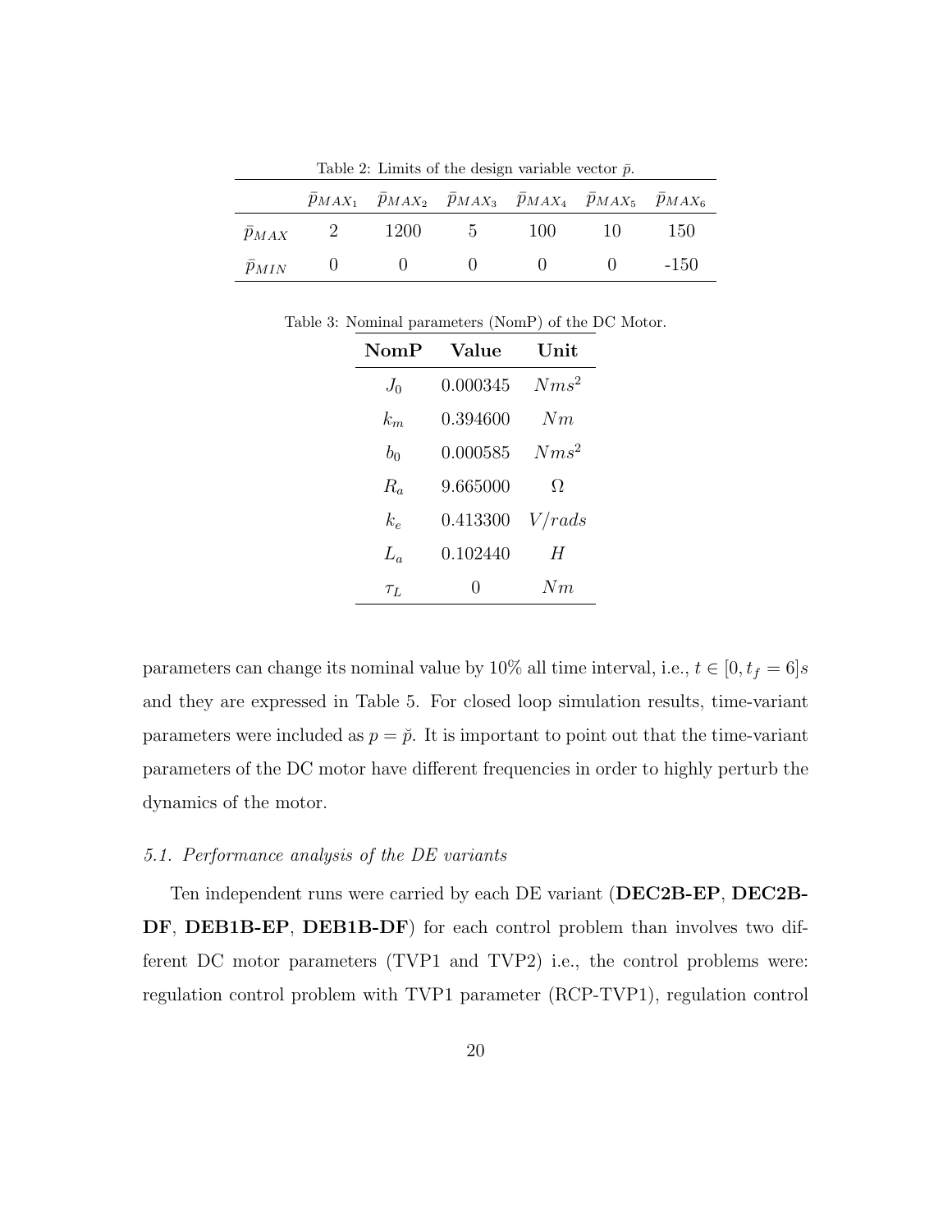Table 2: Limits of the design variable vector $\bar{p}$.

| | $\bar{p}_{MAX_1}$ | $\bar{p}_{MAX_2}$ | $\bar{p}_{MAX_3}$ | $\bar{p}_{MAX_4}$ | $\bar{p}_{MAX_5}$ | $\bar{p}_{MAX_6}$ |
|---|---|---|---|---|---|---|
| $\bar{p}_{MAX}$ | 2 | 1200 | 5 | 100 | 10 | 150 |
| $\bar{p}_{MIN}$ | 0 | 0 | 0 | 0 | 0 | -150 |

Table 3: Nominal parameters (NomP) of the DC Motor.

| NomP | Value | Unit |
|---|---|---|
| $J_0$ | 0.000345 | $Nms^2$ |
| $k_m$ | 0.394600 | $Nm$ |
| $b_0$ | 0.000585 | $Nms^2$ |
| $R_a$ | 9.665000 | $\Omega$ |
| $k_e$ | 0.413300 | $V/rads$ |
| $L_a$ | 0.102440 | $H$ |
| $\tau_L$ | 0 | $Nm$ |

parameters can change its nominal value by 10% all time interval, i.e., $t \in [0, t_f = 6]s$ and they are expressed in Table 5. For closed loop simulation results, time-variant parameters were included as $p = \breve{p}$. It is important to point out that the time-variant parameters of the DC motor have different frequencies in order to highly perturb the dynamics of the motor.

### *5.1. Performance analysis of the DE variants*

Ten independent runs were carried by each DE variant (**DEC2B-EP**, **DEC2B-DF**, **DEB1B-EP**, **DEB1B-DF**) for each control problem than involves two different DC motor parameters (TVP1 and TVP2) i.e., the control problems were: regulation control problem with TVP1 parameter (RCP-TVP1), regulation control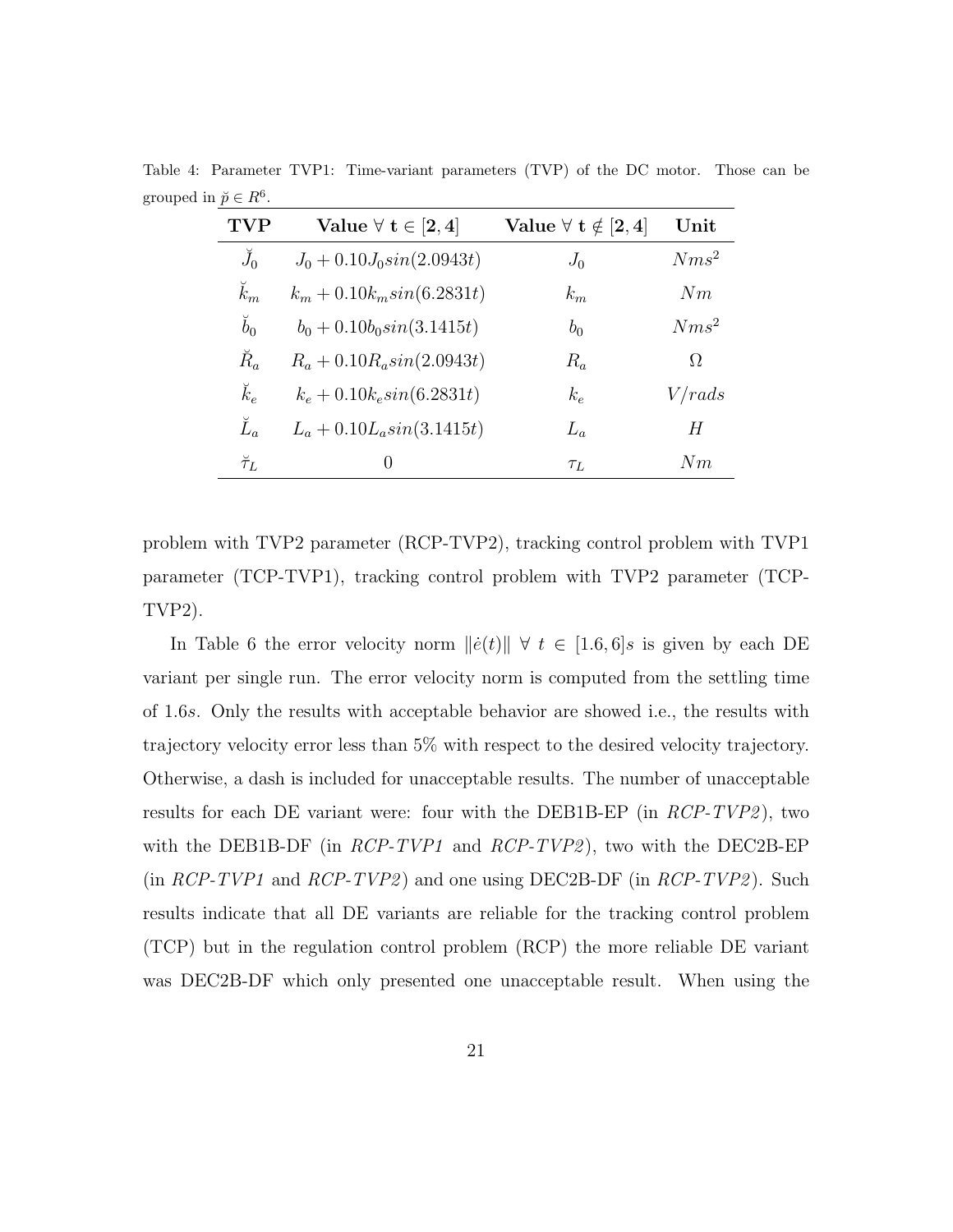Table 4: Parameter TVP1: Time-variant parameters (TVP) of the DC motor. Those can be grouped in $\breve{p} \in R^6$.

| TVP | Value $\forall$ t $\in [2, 4]$ | Value $\forall$ t $\notin [2, 4]$ | Unit |
|---|---|---|---|
| $\breve{J}_0$ | $J_0 + 0.10 J_0 sin(2.0943t)$ | $J_0$ | $Nms^2$ |
| $\breve{k}_m$ | $k_m + 0.10 k_m sin(6.2831t)$ | $k_m$ | $Nm$ |
| $\breve{b}_0$ | $b_0 + 0.10 b_0 sin(3.1415t)$ | $b_0$ | $Nms^2$ |
| $\breve{R}_a$ | $R_a + 0.10 R_a sin(2.0943t)$ | $R_a$ | $\Omega$ |
| $\breve{k}_e$ | $k_e + 0.10 k_e sin(6.2831t)$ | $k_e$ | $V/rads$ |
| $\breve{L}_a$ | $L_a + 0.10 L_a sin(3.1415t)$ | $L_a$ | $H$ |
| $\breve{\tau}_L$ | 0 | $\tau_L$ | $Nm$ |

problem with TVP2 parameter (RCP-TVP2), tracking control problem with TVP1 parameter (TCP-TVP1), tracking control problem with TVP2 parameter (TCP-TVP2).

In Table 6 the error velocity norm $\|\dot{e}(t)\| \ \forall \ t \in [1.6, 6]s$ is given by each DE variant per single run. The error velocity norm is computed from the settling time of $1.6s$. Only the results with acceptable behavior are showed i.e., the results with trajectory velocity error less than 5% with respect to the desired velocity trajectory. Otherwise, a dash is included for unacceptable results. The number of unacceptable results for each DE variant were: four with the DEB1B-EP (in *RCP-TVP2*), two with the DEB1B-DF (in *RCP-TVP1* and *RCP-TVP2*), two with the DEC2B-EP (in *RCP-TVP1* and *RCP-TVP2*) and one using DEC2B-DF (in *RCP-TVP2*). Such results indicate that all DE variants are reliable for the tracking control problem (TCP) but in the regulation control problem (RCP) the more reliable DE variant was DEC2B-DF which only presented one unacceptable result. When using the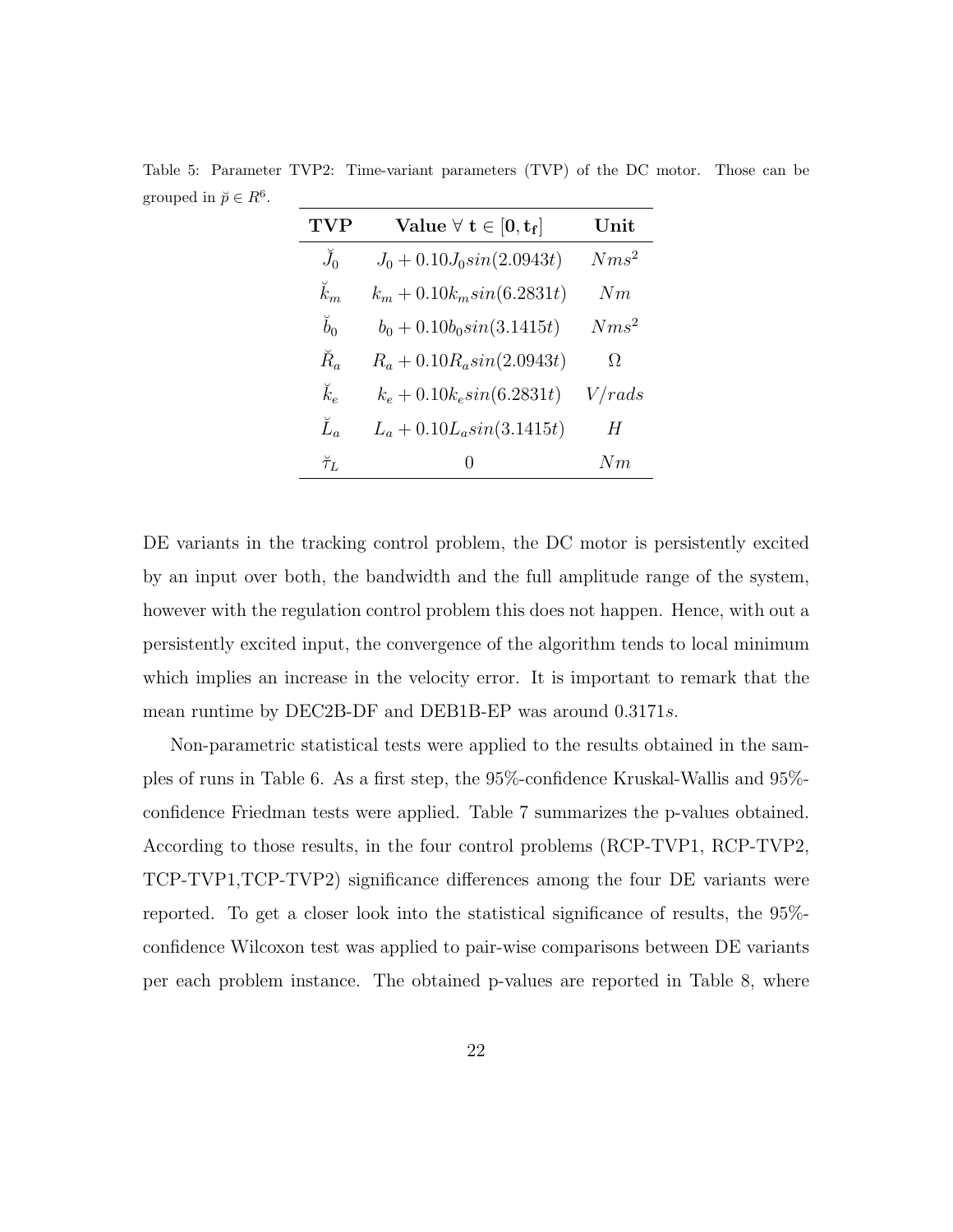Table 5: Parameter TVP2: Time-variant parameters (TVP) of the DC motor. Those can be grouped in $\breve{p} \in R^6$.

| TVP | Value $\forall\ \mathbf{t} \in [\mathbf{0}, \mathbf{t_f}]$ | Unit |
|---|---|---|
| $\breve{J}_0$ | $J_0 + 0.10J_0 sin(2.0943t)$ | $Nms^2$ |
| $\breve{k}_m$ | $k_m + 0.10k_m sin(6.2831t)$ | $Nm$ |
| $\breve{b}_0$ | $b_0 + 0.10b_0 sin(3.1415t)$ | $Nms^2$ |
| $\breve{R}_a$ | $R_a + 0.10R_a sin(2.0943t)$ | $\Omega$ |
| $\breve{k}_e$ | $k_e + 0.10k_e sin(6.2831t)$ | $V/rads$ |
| $\breve{L}_a$ | $L_a + 0.10L_a sin(3.1415t)$ | $H$ |
| $\breve{\tau}_L$ | $0$ | $Nm$ |

DE variants in the tracking control problem, the DC motor is persistently excited by an input over both, the bandwidth and the full amplitude range of the system, however with the regulation control problem this does not happen. Hence, with out a persistently excited input, the convergence of the algorithm tends to local minimum which implies an increase in the velocity error. It is important to remark that the mean runtime by DEC2B-DF and DEB1B-EP was around $0.3171s$.

Non-parametric statistical tests were applied to the results obtained in the samples of runs in Table 6. As a first step, the 95%-confidence Kruskal-Wallis and 95%-confidence Friedman tests were applied. Table 7 summarizes the p-values obtained. According to those results, in the four control problems (RCP-TVP1, RCP-TVP2, TCP-TVP1,TCP-TVP2) significance differences among the four DE variants were reported. To get a closer look into the statistical significance of results, the 95%-confidence Wilcoxon test was applied to pair-wise comparisons between DE variants per each problem instance. The obtained p-values are reported in Table 8, where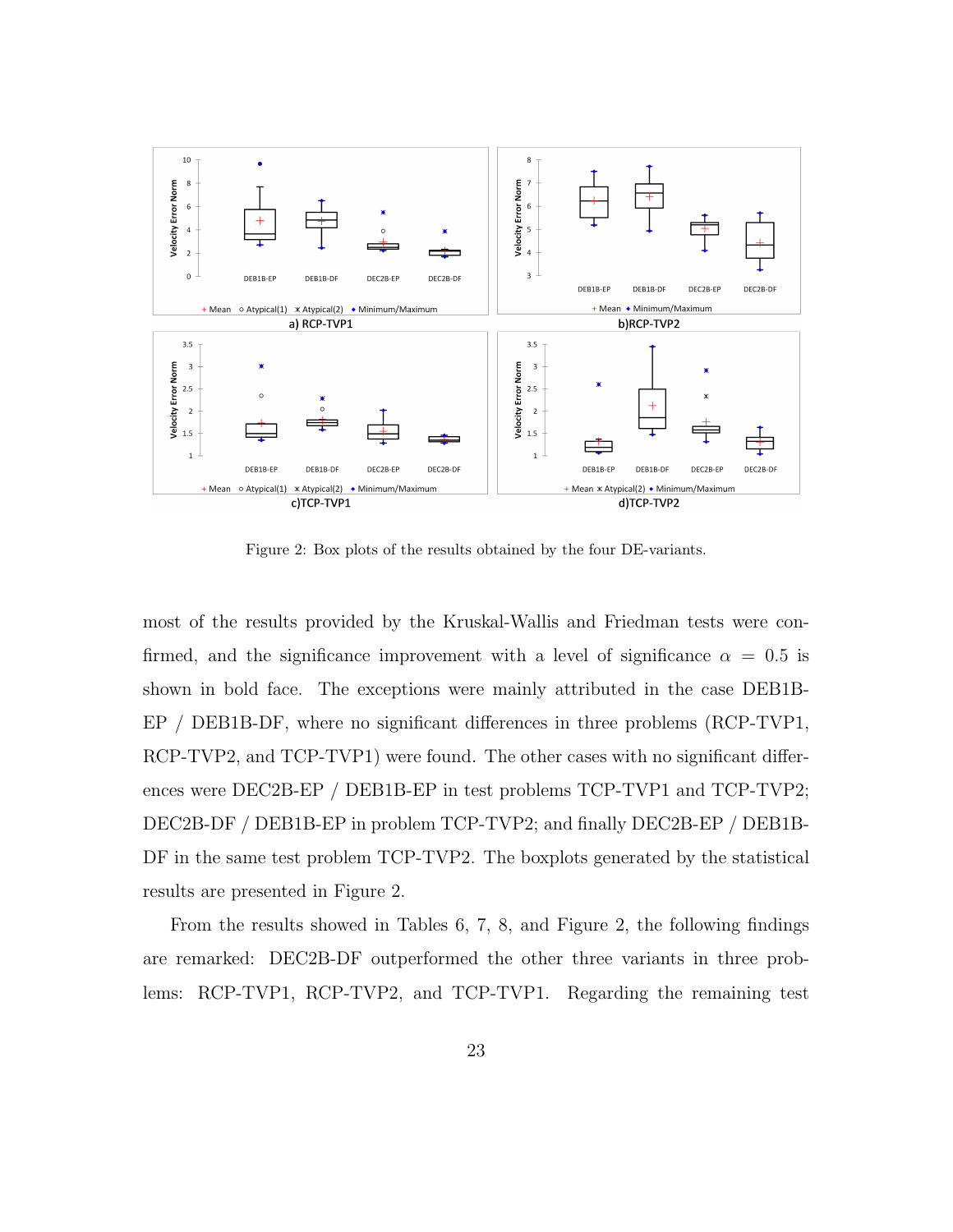Figure 2: Box plots of the results obtained by the four DE-variants.

most of the results provided by the Kruskal-Wallis and Friedman tests were confirmed, and the significance improvement with a level of significance $\alpha = 0.5$ is shown in bold face. The exceptions were mainly attributed in the case DEB1B-EP / DEB1B-DF, where no significant differences in three problems (RCP-TVP1, RCP-TVP2, and TCP-TVP1) were found. The other cases with no significant differences were DEC2B-EP / DEB1B-EP in test problems TCP-TVP1 and TCP-TVP2; DEC2B-DF / DEB1B-EP in problem TCP-TVP2; and finally DEC2B-EP / DEB1B-DF in the same test problem TCP-TVP2. The boxplots generated by the statistical results are presented in Figure 2.

From the results showed in Tables 6, 7, 8, and Figure 2, the following findings are remarked: DEC2B-DF outperformed the other three variants in three problems: RCP-TVP1, RCP-TVP2, and TCP-TVP1. Regarding the remaining test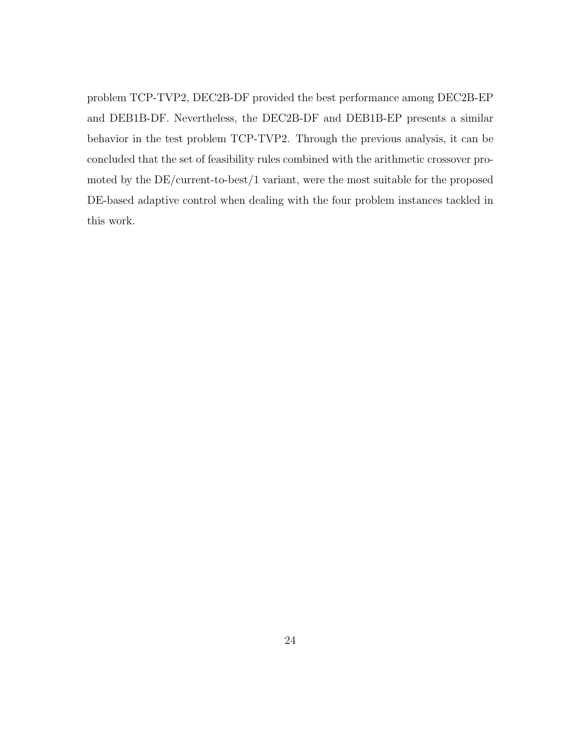problem TCP-TVP2, DEC2B-DF provided the best performance among DEC2B-EP and DEB1B-DF. Nevertheless, the DEC2B-DF and DEB1B-EP presents a similar behavior in the test problem TCP-TVP2. Through the previous analysis, it can be concluded that the set of feasibility rules combined with the arithmetic crossover promoted by the DE/current-to-best/1 variant, were the most suitable for the proposed DE-based adaptive control when dealing with the four problem instances tackled in this work.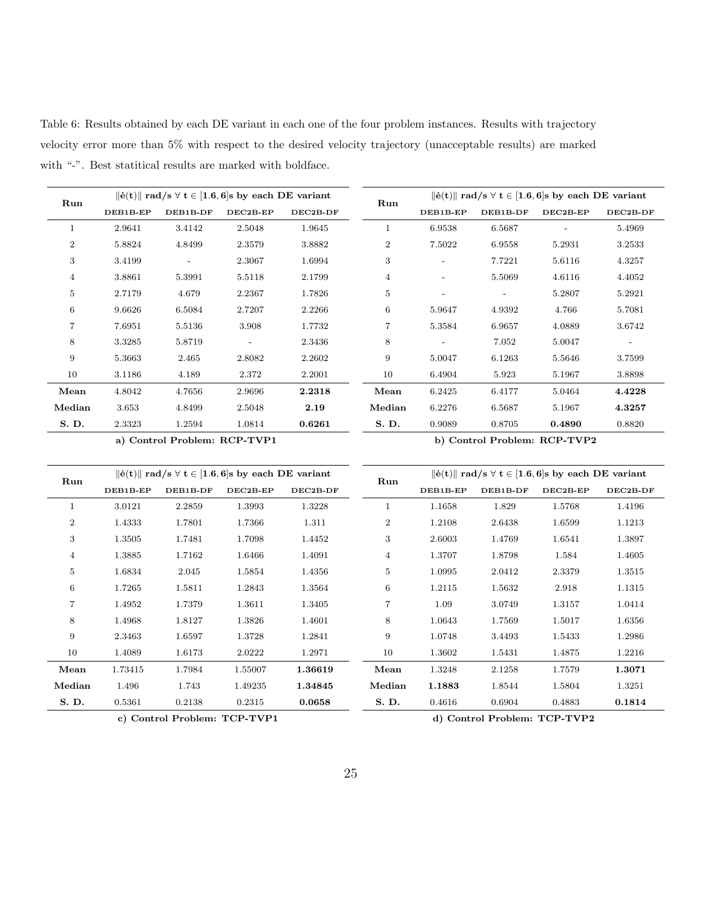Table 6: Results obtained by each DE variant in each one of the four problem instances. Results with trajectory velocity error more than 5% with respect to the desired velocity trajectory (unacceptable results) are marked with "-". Best statitical results are marked with boldface.

| Run | $\|\dot{\mathbf{e}}(\mathbf{t})\|$ rad/s $\forall$ t $\in$ [1.6, 6]s by each DE variant | | | |
|---|---|---|---|---|
| | DEB1B-EP | DEB1B-DF | DEC2B-EP | DEC2B-DF |
| 1 | 2.9641 | 3.4142 | 2.5048 | 1.9645 |
| 2 | 5.8824 | 4.8499 | 2.3579 | 3.8882 |
| 3 | 3.4199 | - | 2.3067 | 1.6994 |
| 4 | 3.8861 | 5.3991 | 5.5118 | 2.1799 |
| 5 | 2.7179 | 4.679 | 2.2367 | 1.7826 |
| 6 | 9.6626 | 6.5084 | 2.7207 | 2.2266 |
| 7 | 7.6951 | 5.5136 | 3.908 | 1.7732 |
| 8 | 3.3285 | 5.8719 | - | 2.3436 |
| 9 | 5.3663 | 2.465 | 2.8082 | 2.2602 |
| 10 | 3.1186 | 4.189 | 2.372 | 2.2001 |
| **Mean** | 4.8042 | 4.7656 | 2.9696 | **2.2318** |
| **Median** | 3.653 | 4.8499 | 2.5048 | **2.19** |
| **S. D.** | 2.3323 | 1.2594 | 1.0814 | **0.6261** |

**a) Control Problem: RCP-TVP1**

| Run | $\|\dot{\mathbf{e}}(\mathbf{t})\|$ rad/s $\forall$ t $\in$ [1.6, 6]s by each DE variant | | | |
|---|---|---|---|---|
| | DEB1B-EP | DEB1B-DF | DEC2B-EP | DEC2B-DF |
| 1 | 6.9538 | 6.5687 | - | 5.4969 |
| 2 | 7.5022 | 6.9558 | 5.2931 | 3.2533 |
| 3 | - | 7.7221 | 5.6116 | 4.3257 |
| 4 | - | 5.5069 | 4.6116 | 4.4052 |
| 5 | - | - | 5.2807 | 5.2921 |
| 6 | 5.9647 | 4.9392 | 4.766 | 5.7081 |
| 7 | 5.3584 | 6.9657 | 4.0889 | 3.6742 |
| 8 | - | 7.052 | 5.0047 | - |
| 9 | 5.0047 | 6.1263 | 5.5646 | 3.7599 |
| 10 | 6.4904 | 5.923 | 5.1967 | 3.8898 |
| **Mean** | 6.2425 | 6.4177 | 5.0464 | **4.4228** |
| **Median** | 6.2276 | 6.5687 | 5.1967 | **4.3257** |
| **S. D.** | 0.9089 | 0.8705 | **0.4890** | 0.8820 |

**b) Control Problem: RCP-TVP2**

| Run | $\|\dot{\mathbf{e}}(\mathbf{t})\|$ rad/s $\forall$ t $\in$ [1.6, 6]s by each DE variant | | | |
|---|---|---|---|---|
| | DEB1B-EP | DEB1B-DF | DEC2B-EP | DEC2B-DF |
| 1 | 3.0121 | 2.2859 | 1.3993 | 1.3228 |
| 2 | 1.4333 | 1.7801 | 1.7366 | 1.311 |
| 3 | 1.3505 | 1.7481 | 1.7098 | 1.4452 |
| 4 | 1.3885 | 1.7162 | 1.6466 | 1.4091 |
| 5 | 1.6834 | 2.045 | 1.5854 | 1.4356 |
| 6 | 1.7265 | 1.5811 | 1.2843 | 1.3564 |
| 7 | 1.4952 | 1.7379 | 1.3611 | 1.3405 |
| 8 | 1.4968 | 1.8127 | 1.3826 | 1.4601 |
| 9 | 2.3463 | 1.6597 | 1.3728 | 1.2841 |
| 10 | 1.4089 | 1.6173 | 2.0222 | 1.2971 |
| **Mean** | 1.73415 | 1.7984 | 1.55007 | **1.36619** |
| **Median** | 1.496 | 1.743 | 1.49235 | **1.34845** |
| **S. D.** | 0.5361 | 0.2138 | 0.2315 | **0.0658** |

**c) Control Problem: TCP-TVP1**

| Run | $\|\dot{\mathbf{e}}(\mathbf{t})\|$ rad/s $\forall$ t $\in$ [1.6, 6]s by each DE variant | | | |
|---|---|---|---|---|
| | DEB1B-EP | DEB1B-DF | DEC2B-EP | DEC2B-DF |
| 1 | 1.1658 | 1.829 | 1.5768 | 1.4196 |
| 2 | 1.2108 | 2.6438 | 1.6599 | 1.1213 |
| 3 | 2.6003 | 1.4769 | 1.6541 | 1.3897 |
| 4 | 1.3707 | 1.8798 | 1.584 | 1.4605 |
| 5 | 1.0995 | 2.0412 | 2.3379 | 1.3515 |
| 6 | 1.2115 | 1.5632 | 2.918 | 1.1315 |
| 7 | 1.09 | 3.0749 | 1.3157 | 1.0414 |
| 8 | 1.0643 | 1.7569 | 1.5017 | 1.6356 |
| 9 | 1.0748 | 3.4493 | 1.5433 | 1.2986 |
| 10 | 1.3602 | 1.5431 | 1.4875 | 1.2216 |
| **Mean** | 1.3248 | 2.1258 | 1.7579 | **1.3071** |
| **Median** | **1.1883** | 1.8544 | 1.5804 | 1.3251 |
| **S. D.** | 0.4616 | 0.6904 | 0.4883 | **0.1814** |

**d) Control Problem: TCP-TVP2**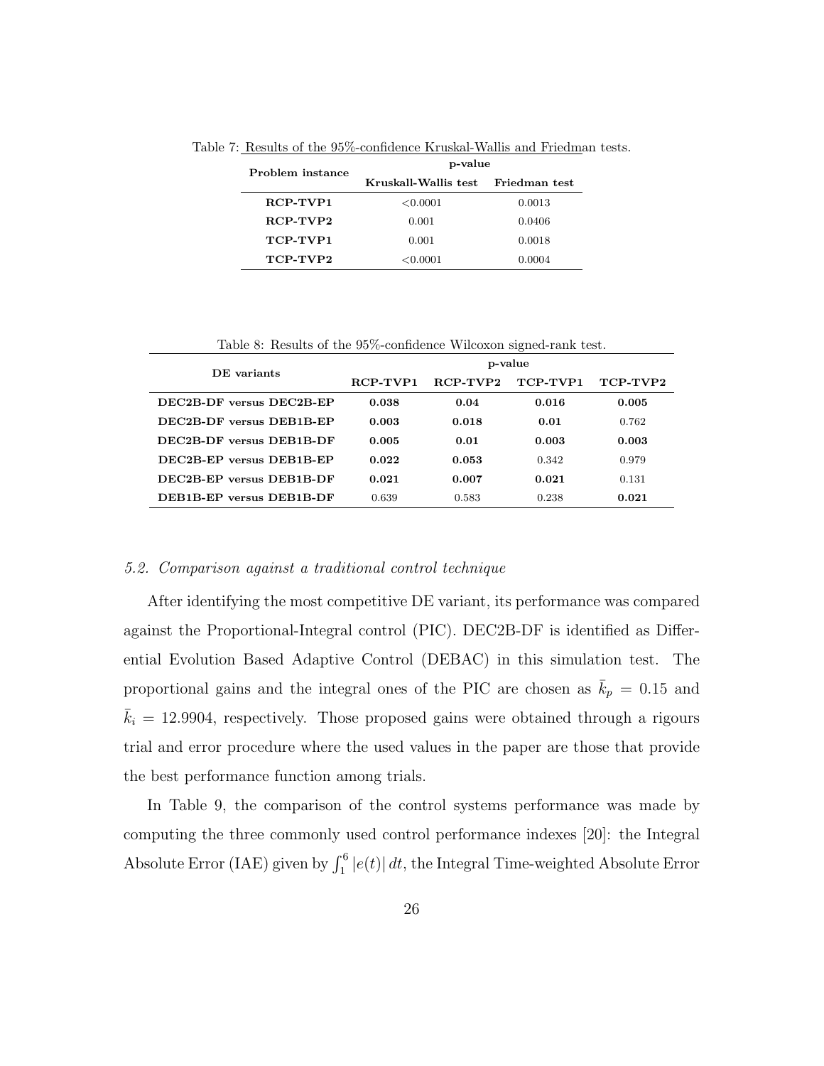Table 7: Results of the 95%-confidence Kruskal-Wallis and Friedman tests.

| Problem instance | p-value | |
|---|---|---|
| | Kruskall-Wallis test | Friedman test |
| **RCP-TVP1** | <0.0001 | 0.0013 |
| **RCP-TVP2** | 0.001 | 0.0406 |
| **TCP-TVP1** | 0.001 | 0.0018 |
| **TCP-TVP2** | <0.0001 | 0.0004 |

Table 8: Results of the 95%-confidence Wilcoxon signed-rank test.

| DE variants | p-value | | | |
|---|---|---|---|---|
| | RCP-TVP1 | RCP-TVP2 | TCP-TVP1 | TCP-TVP2 |
| **DEC2B-DF versus DEC2B-EP** | **0.038** | **0.04** | **0.016** | **0.005** |
| **DEC2B-DF versus DEB1B-EP** | **0.003** | **0.018** | **0.01** | 0.762 |
| **DEC2B-DF versus DEB1B-DF** | **0.005** | **0.01** | **0.003** | **0.003** |
| **DEC2B-EP versus DEB1B-EP** | **0.022** | **0.053** | 0.342 | 0.979 |
| **DEC2B-EP versus DEB1B-DF** | **0.021** | **0.007** | **0.021** | 0.131 |
| **DEB1B-EP versus DEB1B-DF** | 0.639 | 0.583 | 0.238 | **0.021** |

### *5.2. Comparison against a traditional control technique*

After identifying the most competitive DE variant, its performance was compared against the Proportional-Integral control (PIC). DEC2B-DF is identified as Differential Evolution Based Adaptive Control (DEBAC) in this simulation test. The proportional gains and the integral ones of the PIC are chosen as $\bar{k}_p = 0.15$ and $\bar{k}_i = 12.9904$, respectively. Those proposed gains were obtained through a rigours trial and error procedure where the used values in the paper are those that provide the best performance function among trials.

In Table 9, the comparison of the control systems performance was made by computing the three commonly used control performance indexes [20]: the Integral Absolute Error (IAE) given by $\int_1^6 |e(t)|\, dt$, the Integral Time-weighted Absolute Error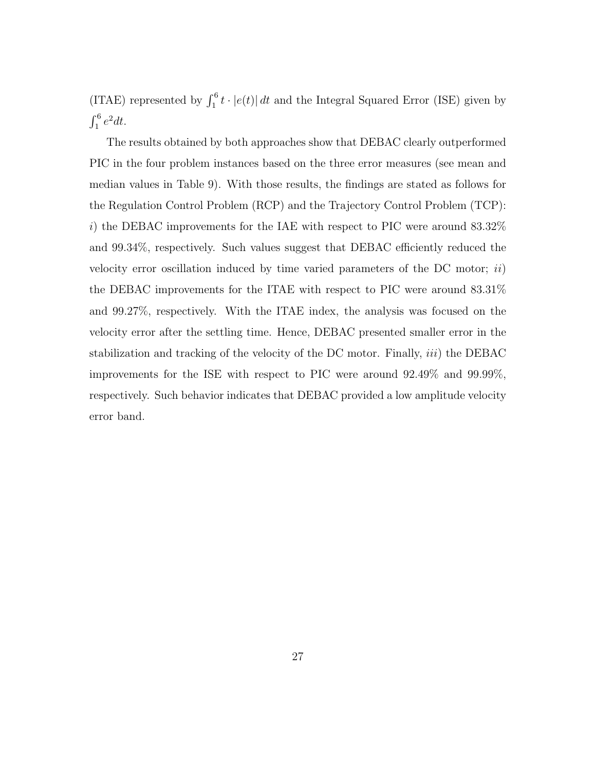(ITAE) represented by $\int_1^6 t \cdot |e(t)|\, dt$ and the Integral Squared Error (ISE) given by $\int_1^6 e^2 dt$.

The results obtained by both approaches show that DEBAC clearly outperformed PIC in the four problem instances based on the three error measures (see mean and median values in Table 9). With those results, the findings are stated as follows for the Regulation Control Problem (RCP) and the Trajectory Control Problem (TCP): *i*) the DEBAC improvements for the IAE with respect to PIC were around 83.32% and 99.34%, respectively. Such values suggest that DEBAC efficiently reduced the velocity error oscillation induced by time varied parameters of the DC motor; *ii*) the DEBAC improvements for the ITAE with respect to PIC were around 83.31% and 99.27%, respectively. With the ITAE index, the analysis was focused on the velocity error after the settling time. Hence, DEBAC presented smaller error in the stabilization and tracking of the velocity of the DC motor. Finally, *iii*) the DEBAC improvements for the ISE with respect to PIC were around 92.49% and 99.99%, respectively. Such behavior indicates that DEBAC provided a low amplitude velocity error band.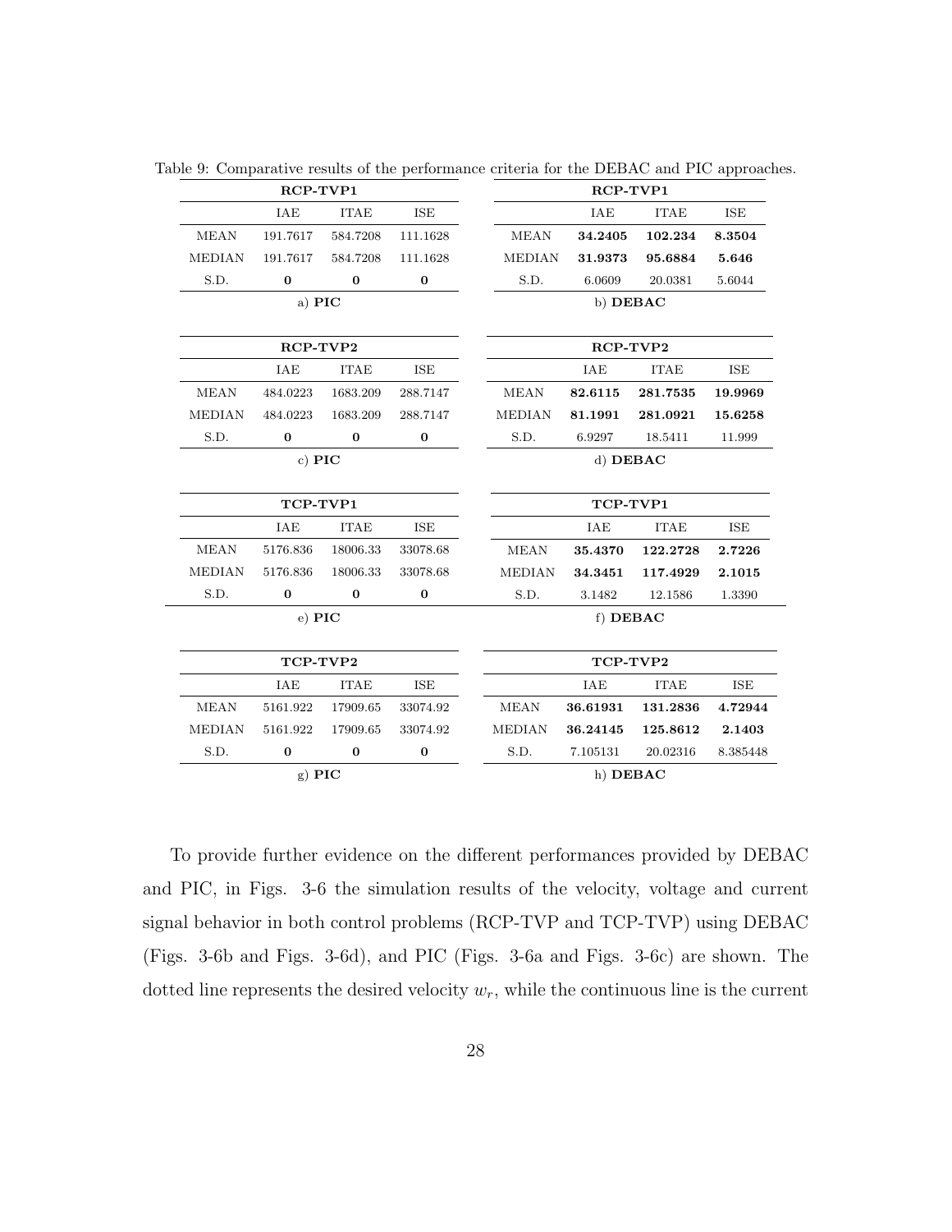Table 9: Comparative results of the performance criteria for the DEBAC and PIC approaches.

| RCP-TVP1 | | | |
|---|---|---|---|
| | IAE | ITAE | ISE |
| MEAN | 191.7617 | 584.7208 | 111.1628 |
| MEDIAN | 191.7617 | 584.7208 | 111.1628 |
| S.D. | **0** | **0** | **0** |

a) **PIC**

| RCP-TVP1 | | | |
|---|---|---|---|
| | IAE | ITAE | ISE |
| MEAN | **34.2405** | **102.234** | **8.3504** |
| MEDIAN | **31.9373** | **95.6884** | **5.646** |
| S.D. | 6.0609 | 20.0381 | 5.6044 |

b) **DEBAC**

| RCP-TVP2 | | | |
|---|---|---|---|
| | IAE | ITAE | ISE |
| MEAN | 484.0223 | 1683.209 | 288.7147 |
| MEDIAN | 484.0223 | 1683.209 | 288.7147 |
| S.D. | **0** | **0** | **0** |

c) **PIC**

| RCP-TVP2 | | | |
|---|---|---|---|
| | IAE | ITAE | ISE |
| MEAN | **82.6115** | **281.7535** | **19.9969** |
| MEDIAN | **81.1991** | **281.0921** | **15.6258** |
| S.D. | 6.9297 | 18.5411 | 11.999 |

d) **DEBAC**

| TCP-TVP1 | | | |
|---|---|---|---|
| | IAE | ITAE | ISE |
| MEAN | 5176.836 | 18006.33 | 33078.68 |
| MEDIAN | 5176.836 | 18006.33 | 33078.68 |
| S.D. | **0** | **0** | **0** |

e) **PIC**

| TCP-TVP1 | | | |
|---|---|---|---|
| | IAE | ITAE | ISE |
| MEAN | **35.4370** | **122.2728** | **2.7226** |
| MEDIAN | **34.3451** | **117.4929** | **2.1015** |
| S.D. | 3.1482 | 12.1586 | 1.3390 |

f) **DEBAC**

| TCP-TVP2 | | | |
|---|---|---|---|
| | IAE | ITAE | ISE |
| MEAN | 5161.922 | 17909.65 | 33074.92 |
| MEDIAN | 5161.922 | 17909.65 | 33074.92 |
| S.D. | **0** | **0** | **0** |

g) **PIC**

| TCP-TVP2 | | | |
|---|---|---|---|
| | IAE | ITAE | ISE |
| MEAN | **36.61931** | **131.2836** | **4.72944** |
| MEDIAN | **36.24145** | **125.8612** | **2.1403** |
| S.D. | 7.105131 | 20.02316 | 8.385448 |

h) **DEBAC**

To provide further evidence on the different performances provided by DEBAC and PIC, in Figs. 3-6 the simulation results of the velocity, voltage and current signal behavior in both control problems (RCP-TVP and TCP-TVP) using DEBAC (Figs. 3-6b and Figs. 3-6d), and PIC (Figs. 3-6a and Figs. 3-6c) are shown. The dotted line represents the desired velocity $w_r$, while the continuous line is the current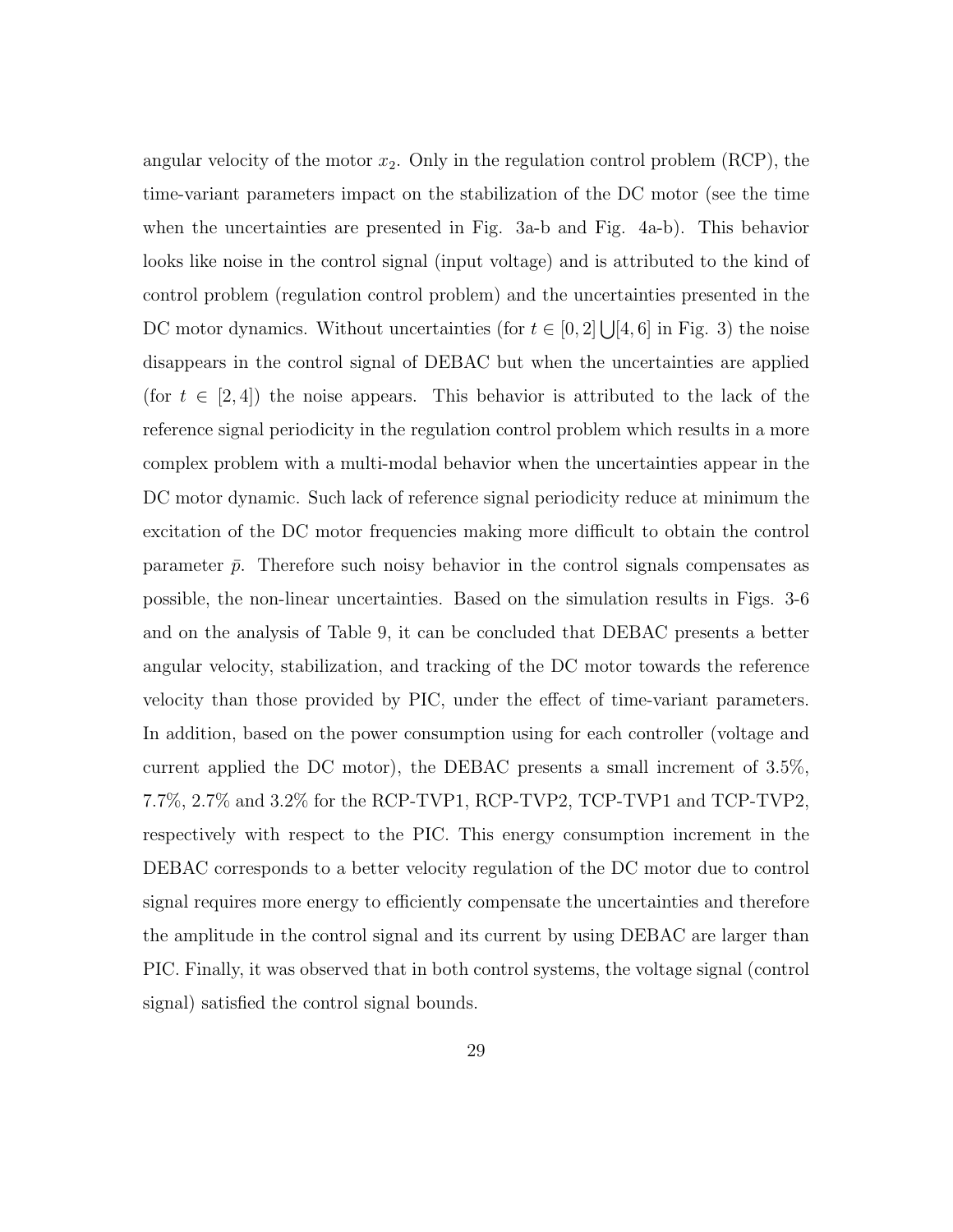angular velocity of the motor $x_2$. Only in the regulation control problem (RCP), the time-variant parameters impact on the stabilization of the DC motor (see the time when the uncertainties are presented in Fig. 3a-b and Fig. 4a-b). This behavior looks like noise in the control signal (input voltage) and is attributed to the kind of control problem (regulation control problem) and the uncertainties presented in the DC motor dynamics. Without uncertainties (for $t \in [0, 2] \bigcup [4, 6]$ in Fig. 3) the noise disappears in the control signal of DEBAC but when the uncertainties are applied (for $t \in [2, 4]$) the noise appears. This behavior is attributed to the lack of the reference signal periodicity in the regulation control problem which results in a more complex problem with a multi-modal behavior when the uncertainties appear in the DC motor dynamic. Such lack of reference signal periodicity reduce at minimum the excitation of the DC motor frequencies making more difficult to obtain the control parameter $\bar{p}$. Therefore such noisy behavior in the control signals compensates as possible, the non-linear uncertainties. Based on the simulation results in Figs. 3-6 and on the analysis of Table 9, it can be concluded that DEBAC presents a better angular velocity, stabilization, and tracking of the DC motor towards the reference velocity than those provided by PIC, under the effect of time-variant parameters. In addition, based on the power consumption using for each controller (voltage and current applied the DC motor), the DEBAC presents a small increment of 3.5%, 7.7%, 2.7% and 3.2% for the RCP-TVP1, RCP-TVP2, TCP-TVP1 and TCP-TVP2, respectively with respect to the PIC. This energy consumption increment in the DEBAC corresponds to a better velocity regulation of the DC motor due to control signal requires more energy to efficiently compensate the uncertainties and therefore the amplitude in the control signal and its current by using DEBAC are larger than PIC. Finally, it was observed that in both control systems, the voltage signal (control signal) satisfied the control signal bounds.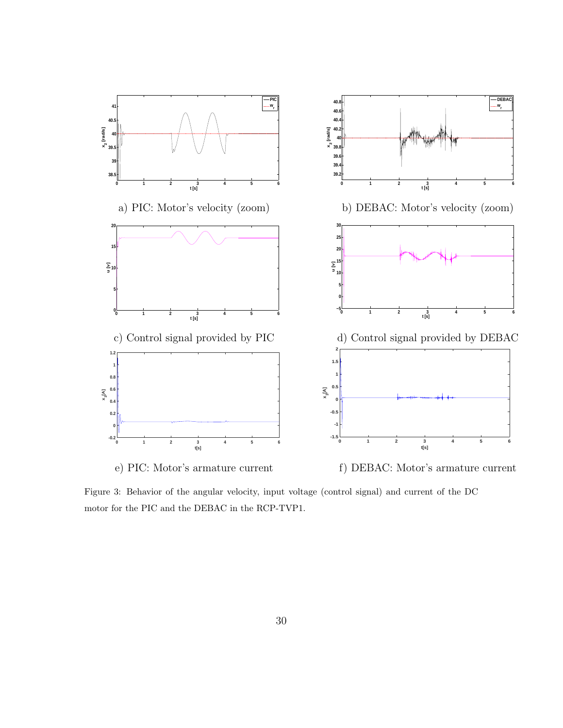a) PIC: Motor's velocity (zoom)

b) DEBAC: Motor's velocity (zoom)

c) Control signal provided by PIC

d) Control signal provided by DEBAC

e) PIC: Motor's armature current

f) DEBAC: Motor's armature current

Figure 3: Behavior of the angular velocity, input voltage (control signal) and current of the DC motor for the PIC and the DEBAC in the RCP-TVP1.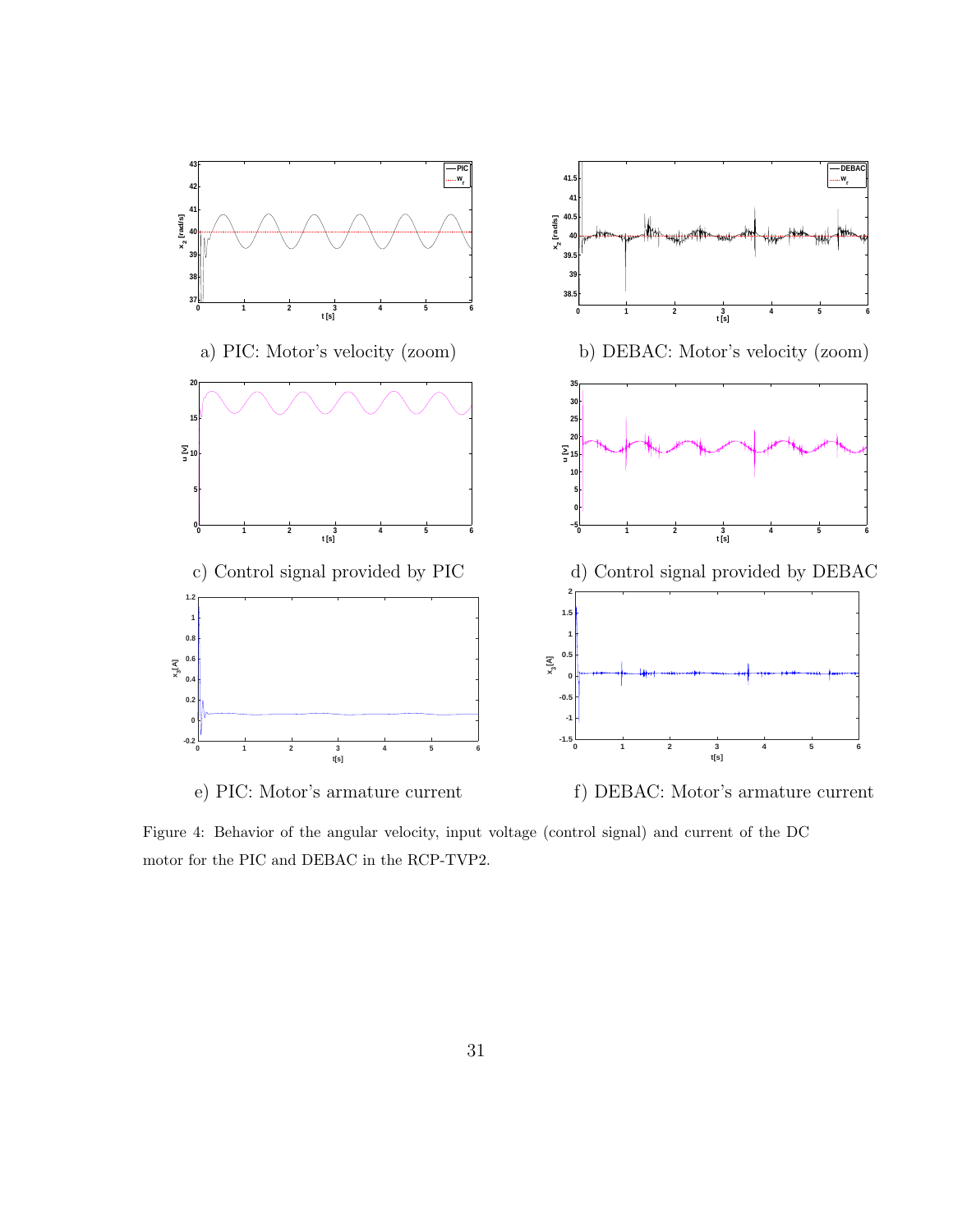a) PIC: Motor's velocity (zoom)

b) DEBAC: Motor's velocity (zoom)

c) Control signal provided by PIC

d) Control signal provided by DEBAC

e) PIC: Motor's armature current

f) DEBAC: Motor's armature current

Figure 4: Behavior of the angular velocity, input voltage (control signal) and current of the DC motor for the PIC and DEBAC in the RCP-TVP2.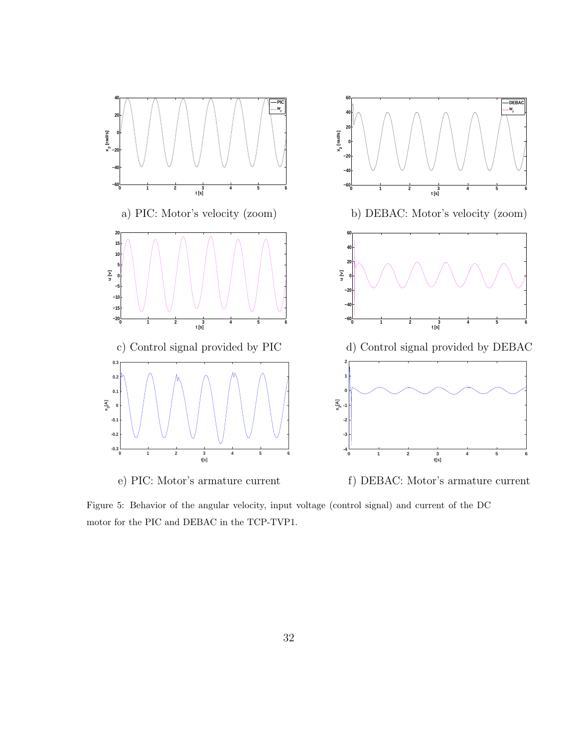a) PIC: Motor's velocity (zoom)

b) DEBAC: Motor's velocity (zoom)

c) Control signal provided by PIC

d) Control signal provided by DEBAC

e) PIC: Motor's armature current

f) DEBAC: Motor's armature current

Figure 5: Behavior of the angular velocity, input voltage (control signal) and current of the DC motor for the PIC and DEBAC in the TCP-TVP1.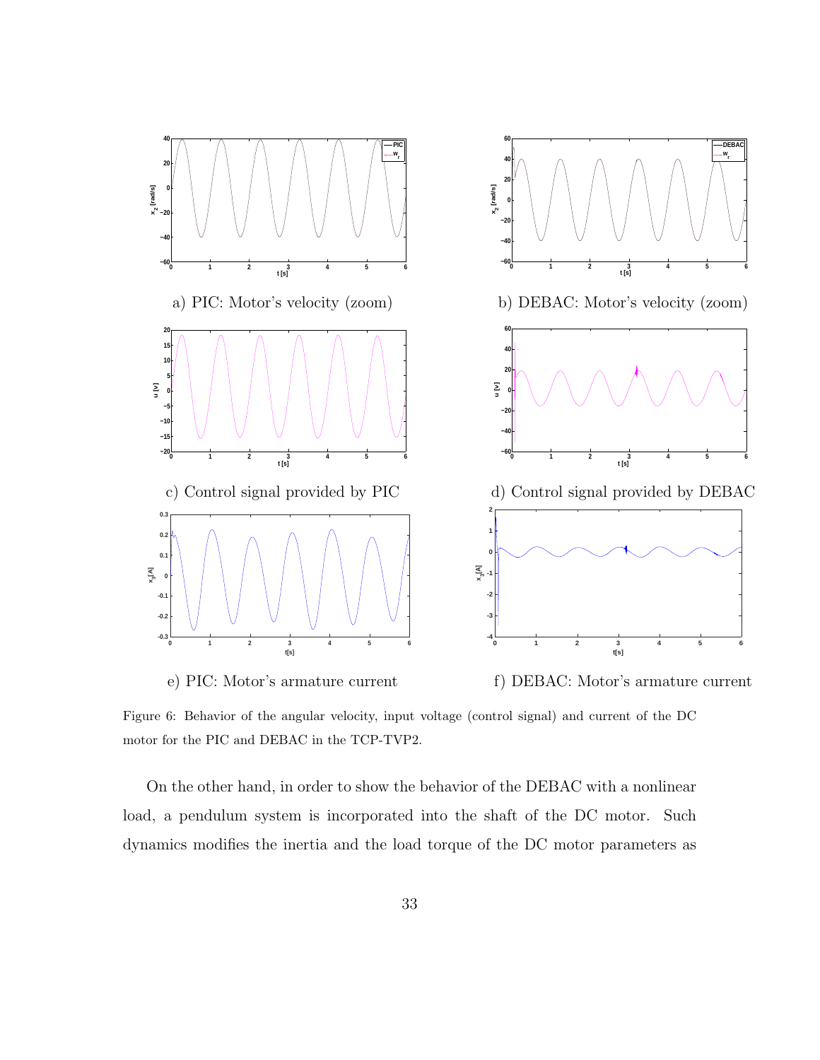a) PIC: Motor's velocity (zoom)

b) DEBAC: Motor's velocity (zoom)

c) Control signal provided by PIC

d) Control signal provided by DEBAC

e) PIC: Motor's armature current

f) DEBAC: Motor's armature current

Figure 6: Behavior of the angular velocity, input voltage (control signal) and current of the DC motor for the PIC and DEBAC in the TCP-TVP2.

On the other hand, in order to show the behavior of the DEBAC with a nonlinear load, a pendulum system is incorporated into the shaft of the DC motor. Such dynamics modifies the inertia and the load torque of the DC motor parameters as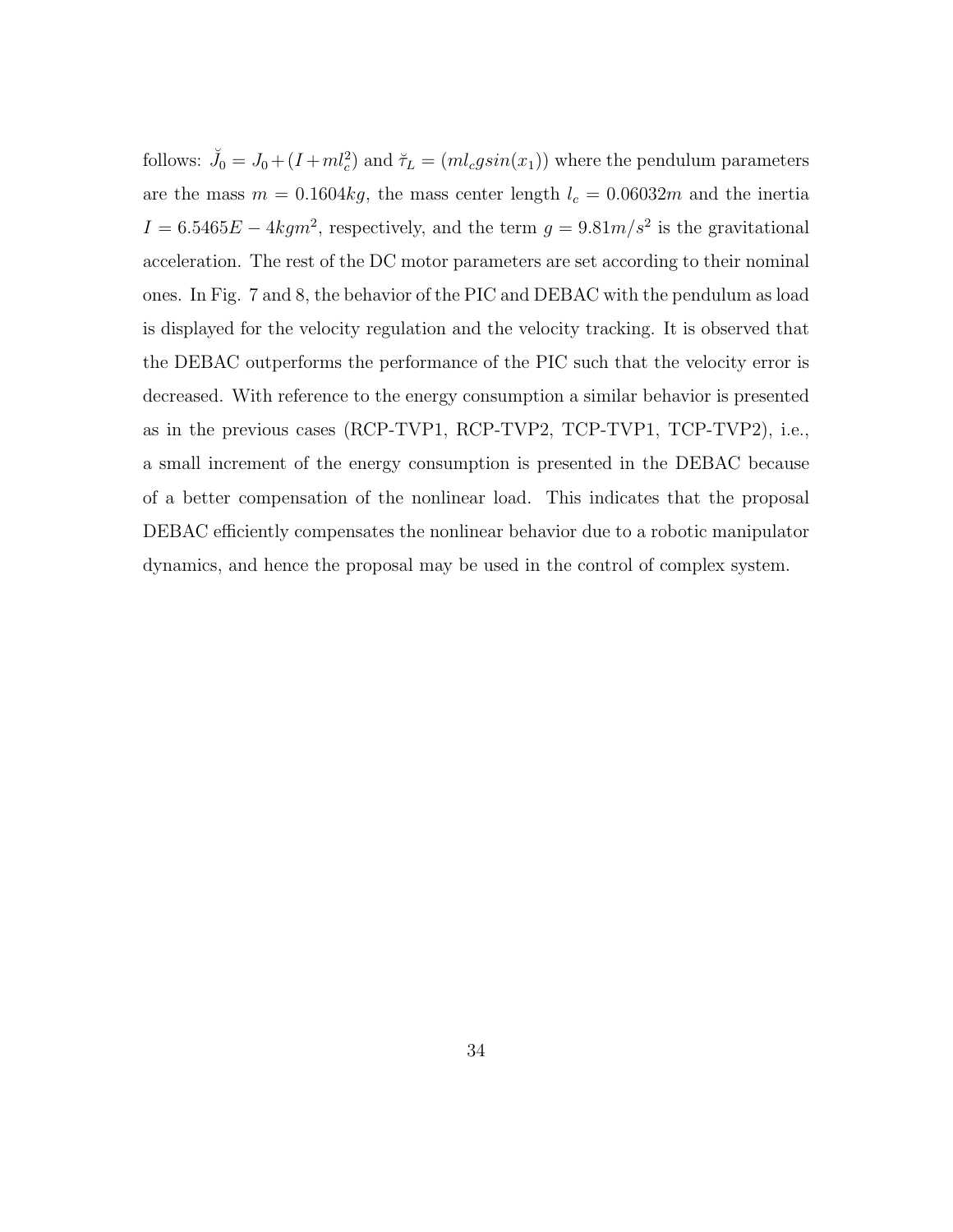follows: $\breve{J}_0 = J_0 + (I + ml_c^2)$ and $\breve{\tau}_L = (ml_c gsin(x_1))$ where the pendulum parameters are the mass $m = 0.1604kg$, the mass center length $l_c = 0.06032m$ and the inertia $I = 6.5465E-4kgm^2$, respectively, and the term $g = 9.81m/s^2$ is the gravitational acceleration. The rest of the DC motor parameters are set according to their nominal ones. In Fig. 7 and 8, the behavior of the PIC and DEBAC with the pendulum as load is displayed for the velocity regulation and the velocity tracking. It is observed that the DEBAC outperforms the performance of the PIC such that the velocity error is decreased. With reference to the energy consumption a similar behavior is presented as in the previous cases (RCP-TVP1, RCP-TVP2, TCP-TVP1, TCP-TVP2), i.e., a small increment of the energy consumption is presented in the DEBAC because of a better compensation of the nonlinear load. This indicates that the proposal DEBAC efficiently compensates the nonlinear behavior due to a robotic manipulator dynamics, and hence the proposal may be used in the control of complex system.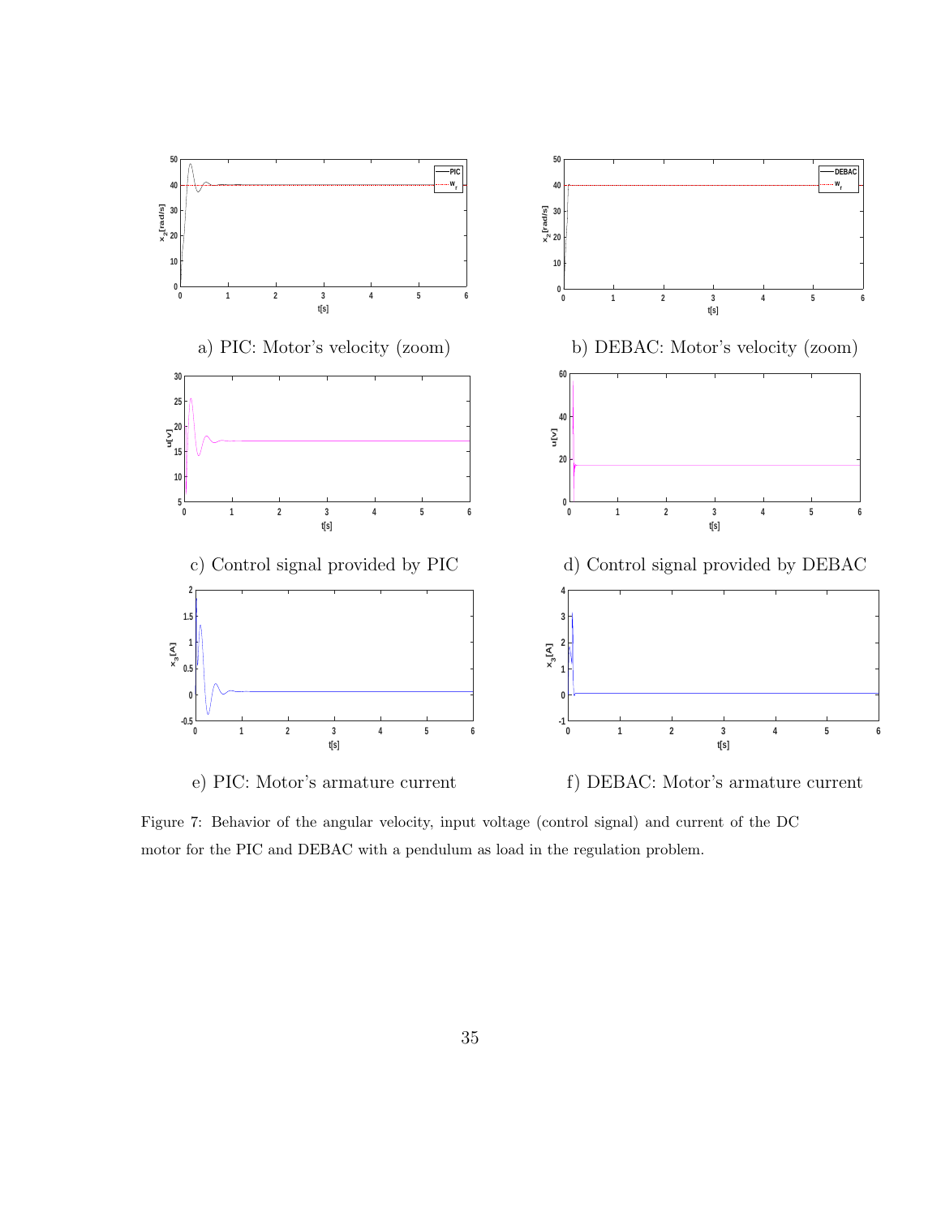a) PIC: Motor's velocity (zoom)

b) DEBAC: Motor's velocity (zoom)

c) Control signal provided by PIC

d) Control signal provided by DEBAC

e) PIC: Motor's armature current

f) DEBAC: Motor's armature current

Figure 7: Behavior of the angular velocity, input voltage (control signal) and current of the DC motor for the PIC and DEBAC with a pendulum as load in the regulation problem.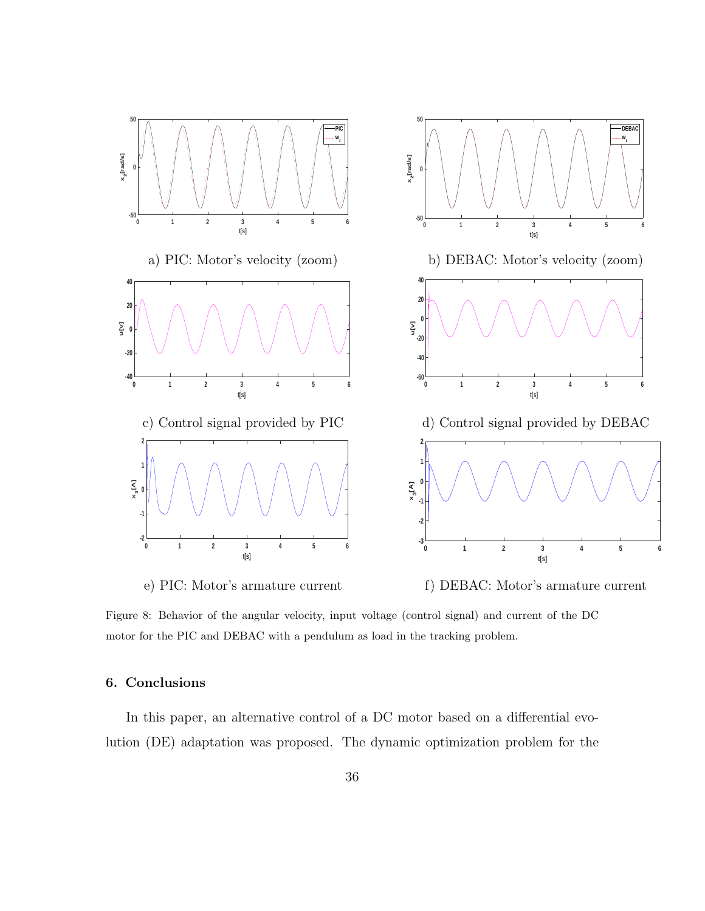a) PIC: Motor's velocity (zoom)

b) DEBAC: Motor's velocity (zoom)

c) Control signal provided by PIC

d) Control signal provided by DEBAC

e) PIC: Motor's armature current

f) DEBAC: Motor's armature current

Figure 8: Behavior of the angular velocity, input voltage (control signal) and current of the DC motor for the PIC and DEBAC with a pendulum as load in the tracking problem.

## 6. Conclusions

In this paper, an alternative control of a DC motor based on a differential evolution (DE) adaptation was proposed. The dynamic optimization problem for the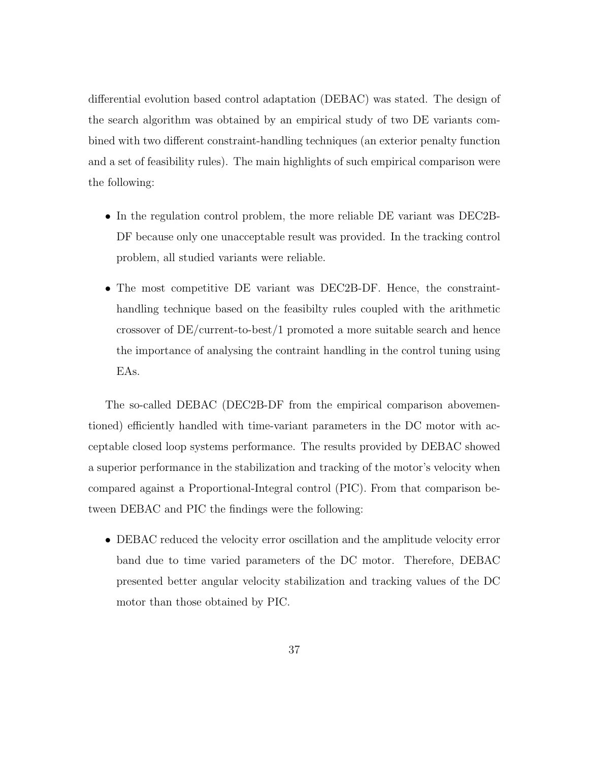differential evolution based control adaptation (DEBAC) was stated. The design of the search algorithm was obtained by an empirical study of two DE variants combined with two different constraint-handling techniques (an exterior penalty function and a set of feasibility rules). The main highlights of such empirical comparison were the following:

- In the regulation control problem, the more reliable DE variant was DEC2B-DF because only one unacceptable result was provided. In the tracking control problem, all studied variants were reliable.
- The most competitive DE variant was DEC2B-DF. Hence, the constraint-handling technique based on the feasibilty rules coupled with the arithmetic crossover of DE/current-to-best/1 promoted a more suitable search and hence the importance of analysing the contraint handling in the control tuning using EAs.

The so-called DEBAC (DEC2B-DF from the empirical comparison abovementioned) efficiently handled with time-variant parameters in the DC motor with acceptable closed loop systems performance. The results provided by DEBAC showed a superior performance in the stabilization and tracking of the motor's velocity when compared against a Proportional-Integral control (PIC). From that comparison between DEBAC and PIC the findings were the following:

- DEBAC reduced the velocity error oscillation and the amplitude velocity error band due to time varied parameters of the DC motor. Therefore, DEBAC presented better angular velocity stabilization and tracking values of the DC motor than those obtained by PIC.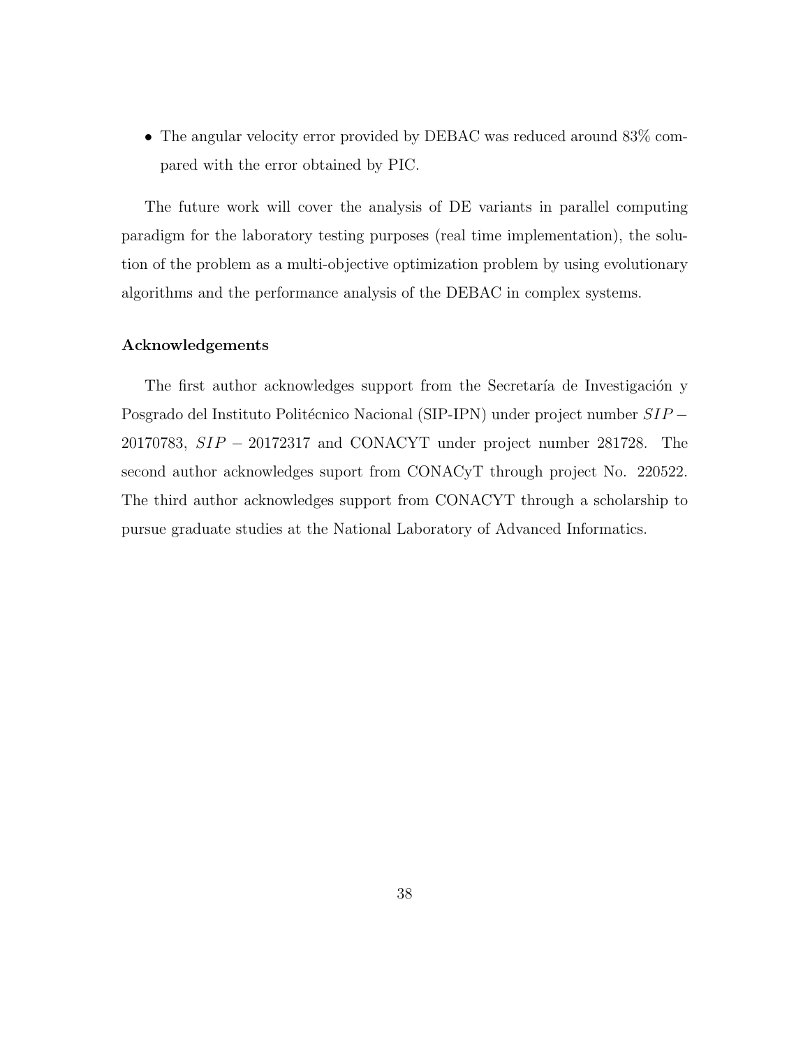- The angular velocity error provided by DEBAC was reduced around 83% compared with the error obtained by PIC.

The future work will cover the analysis of DE variants in parallel computing paradigm for the laboratory testing purposes (real time implementation), the solution of the problem as a multi-objective optimization problem by using evolutionary algorithms and the performance analysis of the DEBAC in complex systems.

### Acknowledgements

The first author acknowledges support from the Secretaría de Investigación y Posgrado del Instituto Politécnico Nacional (SIP-IPN) under project number $SIP-20170783$, $SIP-20172317$ and CONACYT under project number 281728. The second author acknowledges suport from CONACyT through project No. 220522. The third author acknowledges support from CONACYT through a scholarship to pursue graduate studies at the National Laboratory of Advanced Informatics.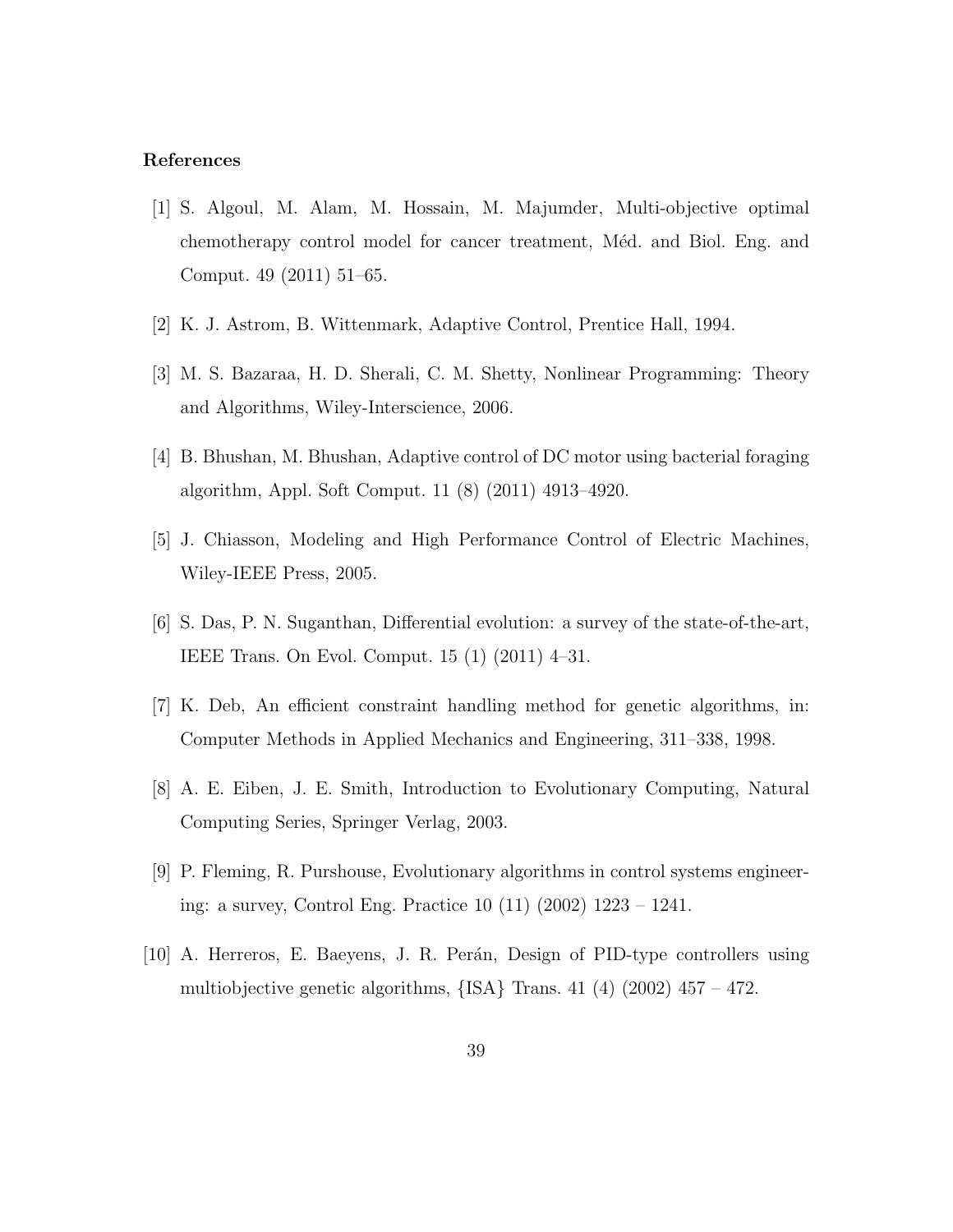## References

[1] S. Algoul, M. Alam, M. Hossain, M. Majumder, Multi-objective optimal chemotherapy control model for cancer treatment, Méd. and Biol. Eng. and Comput. 49 (2011) 51–65.

[2] K. J. Astrom, B. Wittenmark, Adaptive Control, Prentice Hall, 1994.

[3] M. S. Bazaraa, H. D. Sherali, C. M. Shetty, Nonlinear Programming: Theory and Algorithms, Wiley-Interscience, 2006.

[4] B. Bhushan, M. Bhushan, Adaptive control of DC motor using bacterial foraging algorithm, Appl. Soft Comput. 11 (8) (2011) 4913–4920.

[5] J. Chiasson, Modeling and High Performance Control of Electric Machines, Wiley-IEEE Press, 2005.

[6] S. Das, P. N. Suganthan, Differential evolution: a survey of the state-of-the-art, IEEE Trans. On Evol. Comput. 15 (1) (2011) 4–31.

[7] K. Deb, An efficient constraint handling method for genetic algorithms, in: Computer Methods in Applied Mechanics and Engineering, 311–338, 1998.

[8] A. E. Eiben, J. E. Smith, Introduction to Evolutionary Computing, Natural Computing Series, Springer Verlag, 2003.

[9] P. Fleming, R. Purshouse, Evolutionary algorithms in control systems engineering: a survey, Control Eng. Practice 10 (11) (2002) 1223 – 1241.

[10] A. Herreros, E. Baeyens, J. R. Perán, Design of PID-type controllers using multiobjective genetic algorithms, {ISA} Trans. 41 (4) (2002) 457 – 472.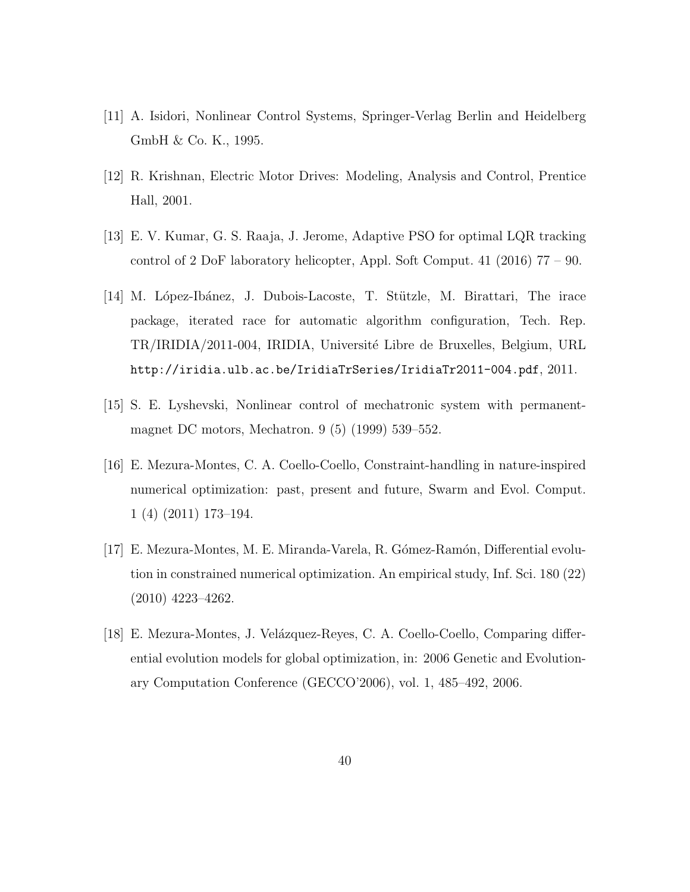[11] A. Isidori, Nonlinear Control Systems, Springer-Verlag Berlin and Heidelberg GmbH & Co. K., 1995.

[12] R. Krishnan, Electric Motor Drives: Modeling, Analysis and Control, Prentice Hall, 2001.

[13] E. V. Kumar, G. S. Raaja, J. Jerome, Adaptive PSO for optimal LQR tracking control of 2 DoF laboratory helicopter, Appl. Soft Comput. 41 (2016) 77 – 90.

[14] M. López-Ibánez, J. Dubois-Lacoste, T. Stützle, M. Birattari, The irace package, iterated race for automatic algorithm configuration, Tech. Rep. TR/IRIDIA/2011-004, IRIDIA, Université Libre de Bruxelles, Belgium, URL http://iridia.ulb.ac.be/IridiaTrSeries/IridiaTr2011-004.pdf, 2011.

[15] S. E. Lyshevski, Nonlinear control of mechatronic system with permanent-magnet DC motors, Mechatron. 9 (5) (1999) 539–552.

[16] E. Mezura-Montes, C. A. Coello-Coello, Constraint-handling in nature-inspired numerical optimization: past, present and future, Swarm and Evol. Comput. 1 (4) (2011) 173–194.

[17] E. Mezura-Montes, M. E. Miranda-Varela, R. Gómez-Ramón, Differential evolution in constrained numerical optimization. An empirical study, Inf. Sci. 180 (22) (2010) 4223–4262.

[18] E. Mezura-Montes, J. Velázquez-Reyes, C. A. Coello-Coello, Comparing differential evolution models for global optimization, in: 2006 Genetic and Evolutionary Computation Conference (GECCO'2006), vol. 1, 485–492, 2006.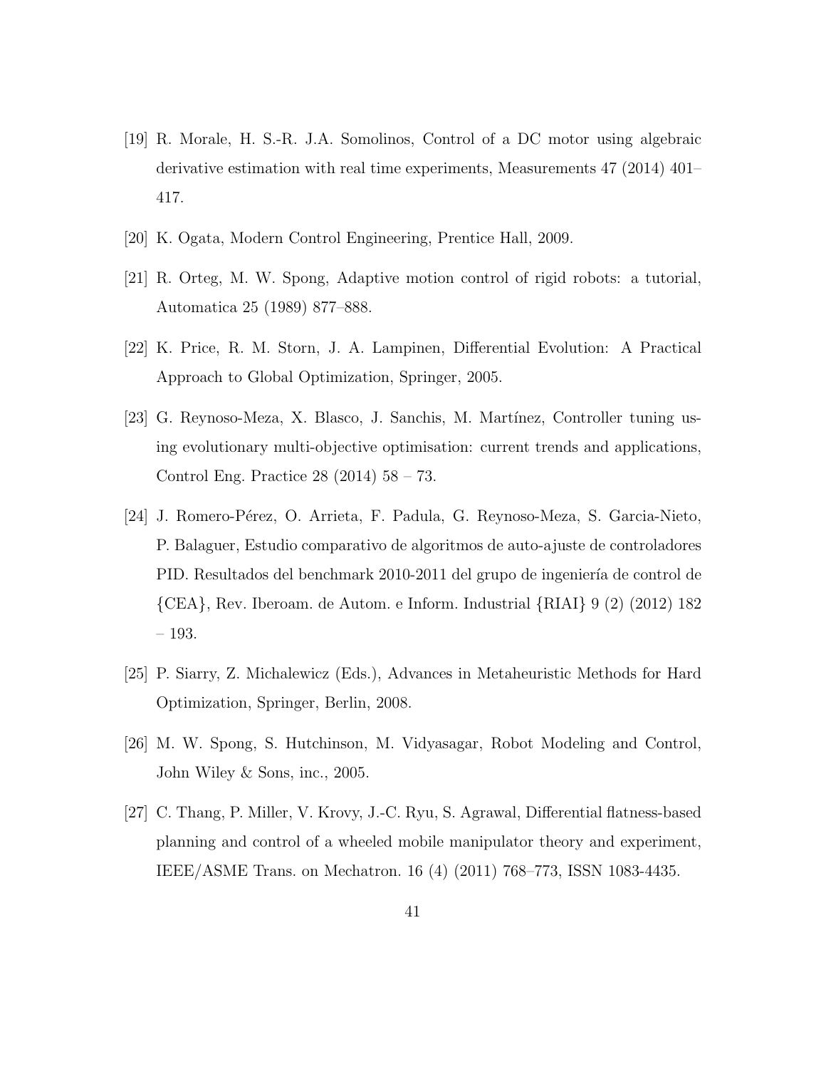[19] R. Morale, H. S.-R. J.A. Somolinos, Control of a DC motor using algebraic derivative estimation with real time experiments, Measurements 47 (2014) 401–417.

[20] K. Ogata, Modern Control Engineering, Prentice Hall, 2009.

[21] R. Orteg, M. W. Spong, Adaptive motion control of rigid robots: a tutorial, Automatica 25 (1989) 877–888.

[22] K. Price, R. M. Storn, J. A. Lampinen, Differential Evolution: A Practical Approach to Global Optimization, Springer, 2005.

[23] G. Reynoso-Meza, X. Blasco, J. Sanchis, M. Martínez, Controller tuning using evolutionary multi-objective optimisation: current trends and applications, Control Eng. Practice 28 (2014) 58 – 73.

[24] J. Romero-Pérez, O. Arrieta, F. Padula, G. Reynoso-Meza, S. Garcia-Nieto, P. Balaguer, Estudio comparativo de algoritmos de auto-ajuste de controladores PID. Resultados del benchmark 2010-2011 del grupo de ingeniería de control de {CEA}, Rev. Iberoam. de Autom. e Inform. Industrial {RIAI} 9 (2) (2012) 182 – 193.

[25] P. Siarry, Z. Michalewicz (Eds.), Advances in Metaheuristic Methods for Hard Optimization, Springer, Berlin, 2008.

[26] M. W. Spong, S. Hutchinson, M. Vidyasagar, Robot Modeling and Control, John Wiley & Sons, inc., 2005.

[27] C. Thang, P. Miller, V. Krovy, J.-C. Ryu, S. Agrawal, Differential flatness-based planning and control of a wheeled mobile manipulator theory and experiment, IEEE/ASME Trans. on Mechatron. 16 (4) (2011) 768–773, ISSN 1083-4435.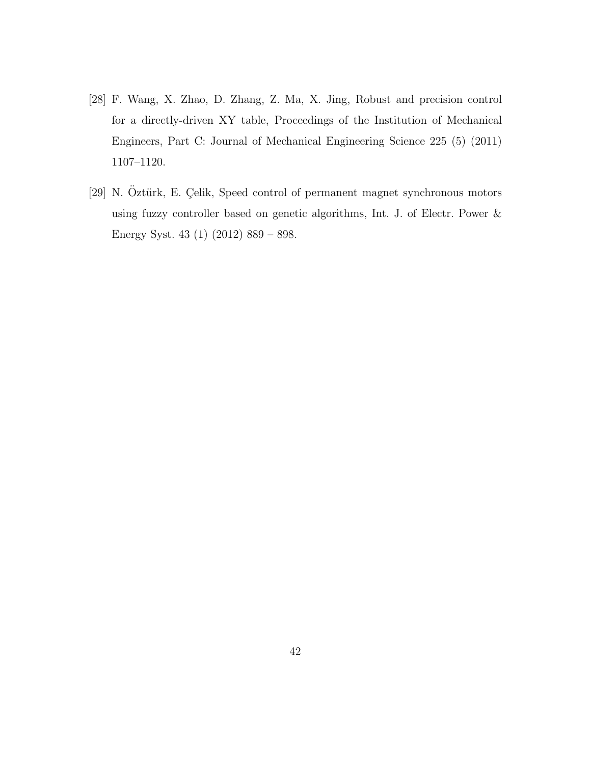[28] F. Wang, X. Zhao, D. Zhang, Z. Ma, X. Jing, Robust and precision control for a directly-driven XY table, Proceedings of the Institution of Mechanical Engineers, Part C: Journal of Mechanical Engineering Science 225 (5) (2011) 1107–1120.

[29] N. Öztürk, E. Çelik, Speed control of permanent magnet synchronous motors using fuzzy controller based on genetic algorithms, Int. J. of Electr. Power & Energy Syst. 43 (1) (2012) 889 – 898.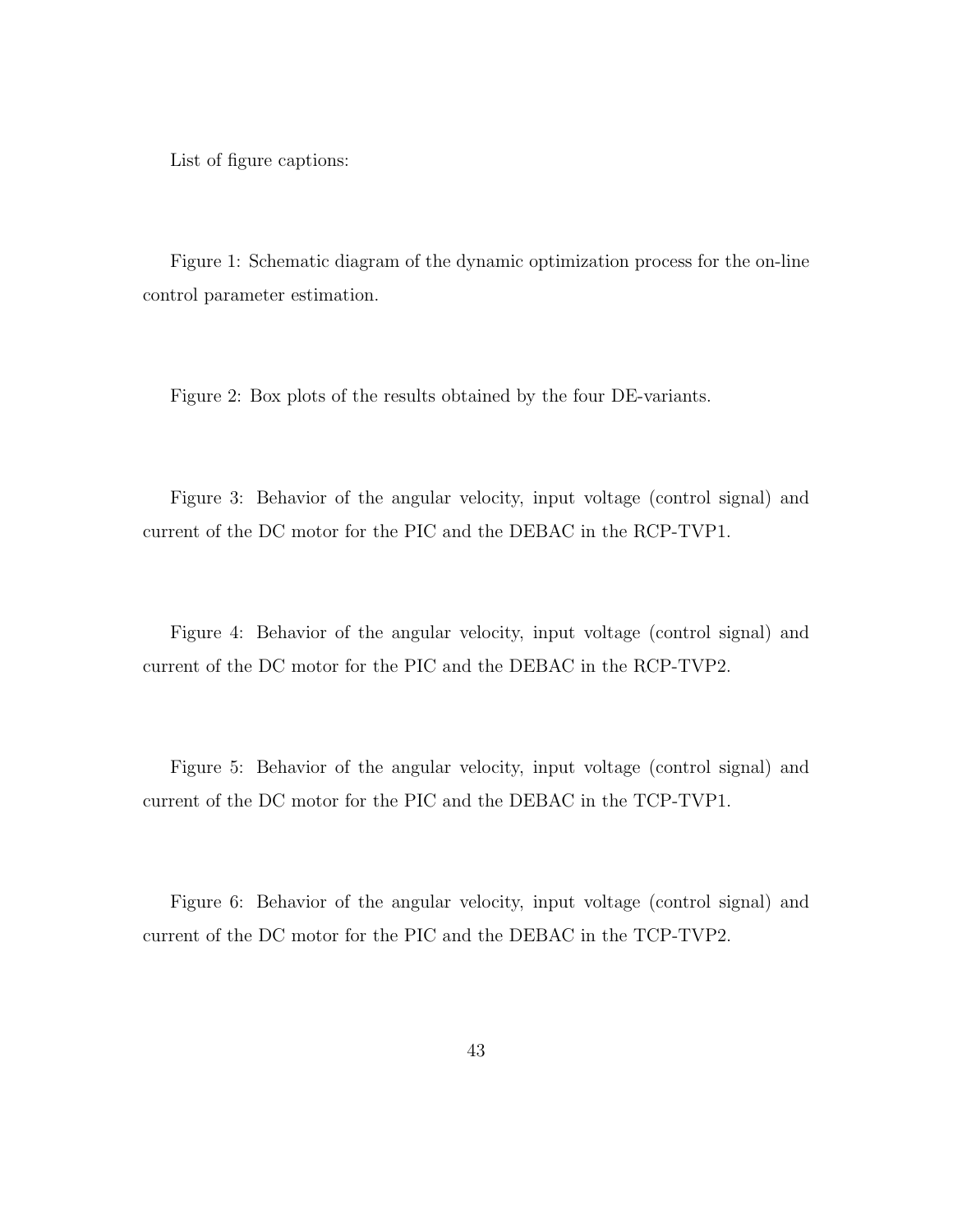List of figure captions:

Figure 1: Schematic diagram of the dynamic optimization process for the on-line control parameter estimation.

Figure 2: Box plots of the results obtained by the four DE-variants.

Figure 3: Behavior of the angular velocity, input voltage (control signal) and current of the DC motor for the PIC and the DEBAC in the RCP-TVP1.

Figure 4: Behavior of the angular velocity, input voltage (control signal) and current of the DC motor for the PIC and the DEBAC in the RCP-TVP2.

Figure 5: Behavior of the angular velocity, input voltage (control signal) and current of the DC motor for the PIC and the DEBAC in the TCP-TVP1.

Figure 6: Behavior of the angular velocity, input voltage (control signal) and current of the DC motor for the PIC and the DEBAC in the TCP-TVP2.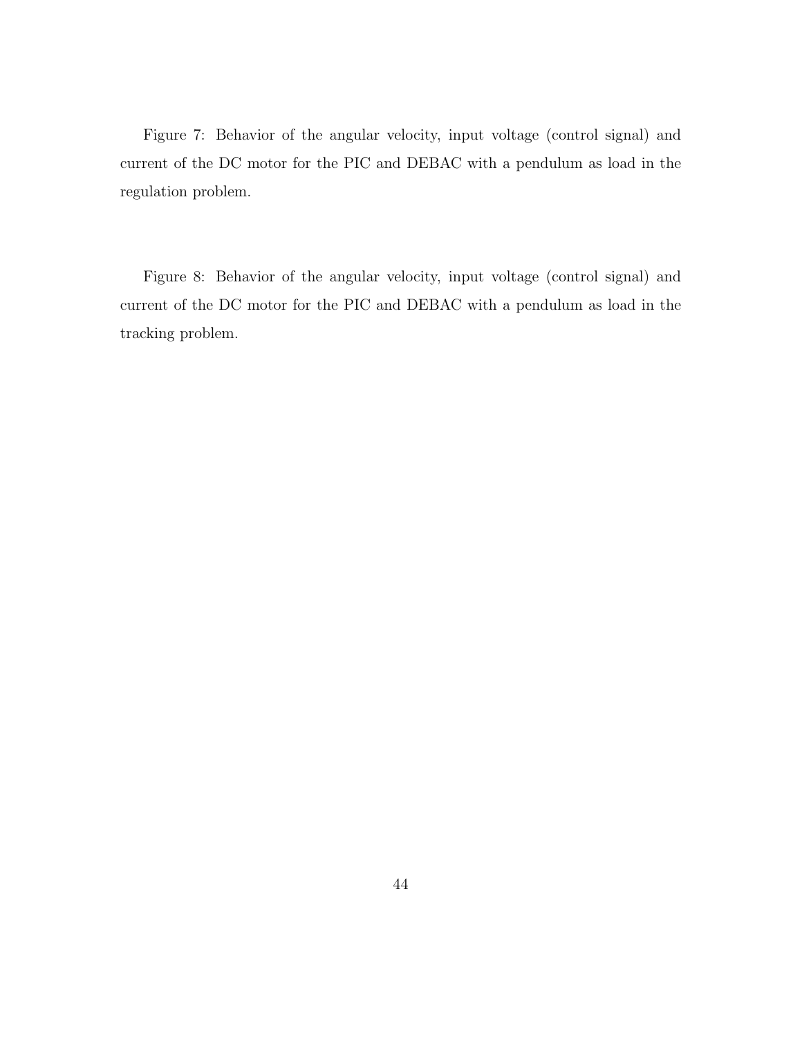Figure 7: Behavior of the angular velocity, input voltage (control signal) and current of the DC motor for the PIC and DEBAC with a pendulum as load in the regulation problem.

Figure 8: Behavior of the angular velocity, input voltage (control signal) and current of the DC motor for the PIC and DEBAC with a pendulum as load in the tracking problem.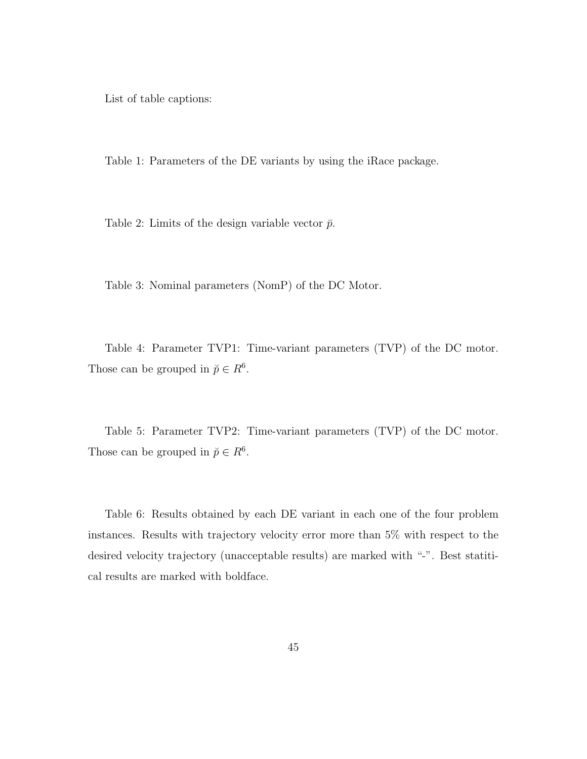List of table captions:

Table 1: Parameters of the DE variants by using the iRace package.

Table 2: Limits of the design variable vector $\bar{p}$.

Table 3: Nominal parameters (NomP) of the DC Motor.

Table 4: Parameter TVP1: Time-variant parameters (TVP) of the DC motor. Those can be grouped in $\breve{p} \in R^6$.

Table 5: Parameter TVP2: Time-variant parameters (TVP) of the DC motor. Those can be grouped in $\breve{p} \in R^6$.

Table 6: Results obtained by each DE variant in each one of the four problem instances. Results with trajectory velocity error more than 5% with respect to the desired velocity trajectory (unacceptable results) are marked with "-". Best statitical results are marked with boldface.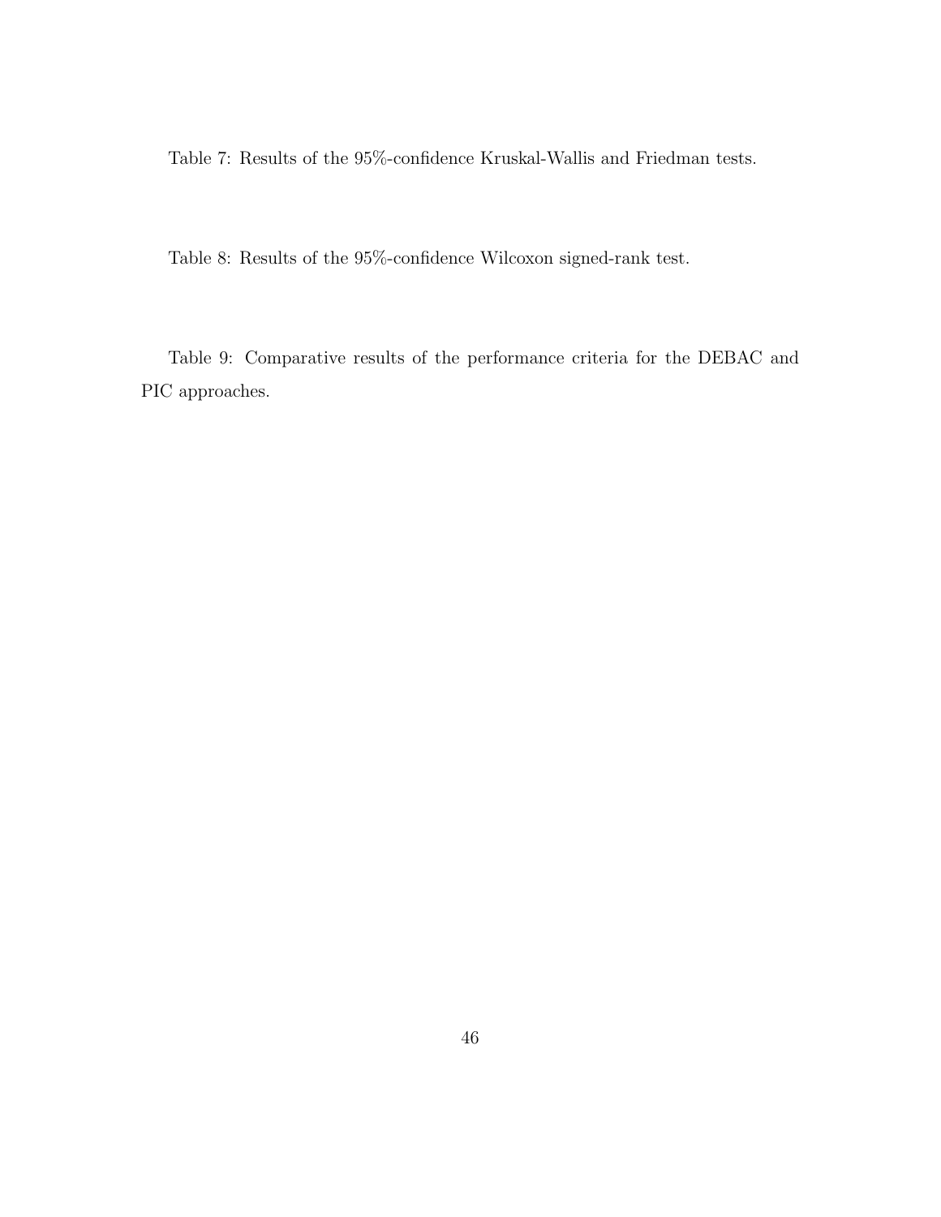Table 7: Results of the 95%-confidence Kruskal-Wallis and Friedman tests.

Table 8: Results of the 95%-confidence Wilcoxon signed-rank test.

Table 9: Comparative results of the performance criteria for the DEBAC and PIC approaches.